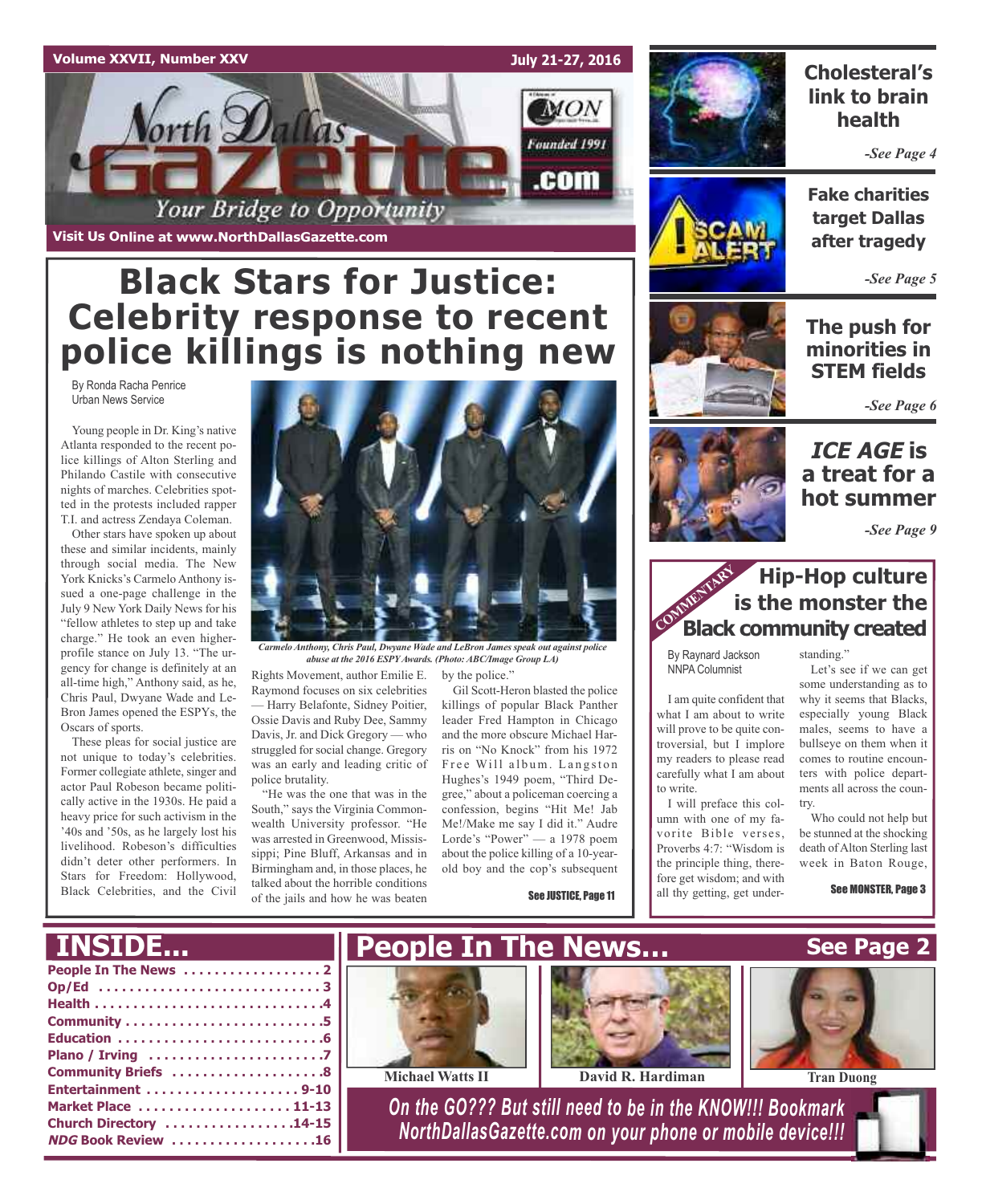Volume XXVII, Number XXV

July 21-27, 2016

# North Dallas Gazette

Your Bridge to Opportunity

Founded 1991

Visit Us Online at www.NorthDallasGazette.com

# Black Stars for Justice: Celebrity response to recent police killings is nothing new

By Ronda Racha Penrice
Urban News Service

Young people in Dr. King's native Atlanta responded to the recent police killings of Alton Sterling and Philando Castile with consecutive nights of marches. Celebrities spotted in the protests included rapper T.I. and actress Zendaya Coleman.

Other stars have spoken up about these and similar incidents, mainly through social media. The New York Knicks's Carmelo Anthony issued a one-page challenge in the July 9 New York Daily News for his "fellow athletes to step up and take charge." He took an even higher-profile stance on July 13. "The urgency for change is definitely at an all-time high," Anthony said, as he, Chris Paul, Dwyane Wade and LeBron James opened the ESPYs, the Oscars of sports.

These pleas for social justice are not unique to today's celebrities. Former collegiate athlete, singer and actor Paul Robeson became politically active in the 1930s. He paid a heavy price for such activism in the '40s and '50s, as he largely lost his livelihood. Robeson's difficulties didn't deter other performers. In Stars for Freedom: Hollywood, Black Celebrities, and the Civil Rights Movement, author Emilie E. Raymond focuses on six celebrities — Harry Belafonte, Sidney Poitier, Ossie Davis and Ruby Dee, Sammy Davis, Jr. and Dick Gregory — who struggled for social change. Gregory was an early and leading critic of police brutality.

"He was the one that was in the South," says the Virginia Commonwealth University professor. "He was arrested in Greenwood, Mississippi; Pine Bluff, Arkansas and in Birmingham and, in those places, he talked about the horrible conditions of the jails and how he was beaten by the police."

Gil Scott-Heron blasted the police killings of popular Black Panther leader Fred Hampton in Chicago and the more obscure Michael Harris on "No Knock" from his 1972 Free Will album. Langston Hughes's 1949 poem, "Third Degree," about a policeman coercing a confession, begins "Hit Me! Jab Me!/Make me say I did it." Audre Lorde's "Power" — a 1978 poem about the police killing of a 10-year-old boy and the cop's subsequent

*Carmelo Anthony, Chris Paul, Dwyane Wade and LeBron James speak out against police abuse at the 2016 ESPY Awards. (Photo: ABC/Image Group LA)*

See JUSTICE, Page 11

## Cholesteral's link to brain health

*-See Page 4*

## Fake charities target Dallas after tragedy

*-See Page 5*

## The push for minorities in STEM fields

*-See Page 6*

## *ICE AGE* is a treat for a hot summer

*-See Page 9*

COMMENTARY

## Hip-Hop culture is the monster the Black community created

By Raynard Jackson
NNPA Columnist

I am quite confident that what I am about to write will prove to be quite controversial, but I implore my readers to please read carefully what I am about to write.

I will preface this column with one of my favorite Bible verses, Proverbs 4:7: "Wisdom is the principle thing, therefore get wisdom; and with all thy getting, get understanding."

Let's see if we can get some understanding as to why it seems that Blacks, especially young Black males, seem to have a bullseye on them when it comes to routine encounters with police departments all across the country.

Who could not help but be stunned at the shocking death of Alton Sterling last week in Baton Rouge,

See MONSTER, Page 3

## INSIDE...

- People In The News . . . . . 2
- Op/Ed . . . . . 3
- Health . . . . . 4
- Community . . . . . 5
- Education . . . . . 6
- Plano / Irving . . . . . 7
- Community Briefs . . . . . 8
- Entertainment . . . . . 9-10
- Market Place . . . . . 11-13
- Church Directory . . . . . 14-15
- *NDG* Book Review . . . . . 16

## People In The News... See Page 2

Michael Watts II | David R. Hardiman | Tran Duong

*On the GO??? But still need to be in the KNOW!!! Bookmark NorthDallasGazette.com on your phone or mobile device!!!*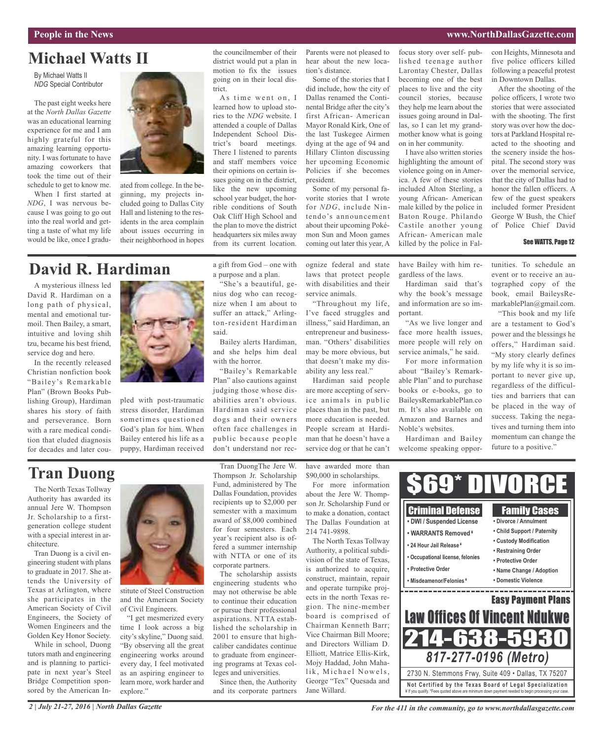# Michael Watts II

By Michael Watts II
*NDG* Special Contributor

The past eight weeks here at the *North Dallas Gazette* was an educational learning experience for me and I am highly grateful for this amazing learning opportunity. I was fortunate to have amazing coworkers that took the time out of their schedule to get to know me.

When I first started at *NDG*, I was nervous because I was going to go out into the real world and getting a taste of what my life would be like, once I graduated from college. In the beginning, my projects included going to Dallas City Hall and listening to the residents in the area complain about issues occurring in their neighborhood in hopes the councilmember of their district would put a plan in motion to fix the issues going on in their local district.

As time went on, I learned how to upload stories to the *NDG* website. I attended a couple of Dallas Independent School District's board meetings. There I listened to parents and staff members voice their opinions on certain issues going on in the district, like the new upcoming school year budget, the horrible conditions of South Oak Cliff High School and the plan to move the district headquarters six miles away from its current location. Parents were not pleased to hear about the new location's distance.

Some of the stories that I did include, how the city of Dallas renamed the Continental Bridge after the city's first African- American Mayor Ronald Kirk, One of the last Tuskegee Airmen dying at the age of 94 and Hillary Clinton discussing her upcoming Economic Policies if she becomes president.

Some of my personal favorite stories that I wrote for *NDG*, include Nintendo's announcement about their upcoming Pokémon Sun and Moon games coming out later this year, A focus story over self- published teenage author Larontay Chester, Dallas becoming one of the best places to live and the city council stories, because they help me learn about the issues going around in Dallas, so I can let my grandmother know what is going on in her community.

I have also written stories highlighting the amount of violence going on in America. A few of these stories included Alton Sterling, a young African- American male killed by the police in Baton Rouge. Philando Castile another young African- American male killed by the police in Falcon Heights, Minnesota and five police officers killed following a peaceful protest in Downtown Dallas.

After the shooting of the police officers, I wrote two stories that were associated with the shooting. The first story was over how the doctors at Parkland Hospital reacted to the shooting and the scenery inside the hospital. The second story was over the memorial service, that the city of Dallas had to honor the fallen officers. A few of the guest speakers included former President George W Bush, the Chief of Police Chief David

**See WATTS, Page 12**

# David R. Hardiman

A mysterious illness led David R. Hardiman on a long path of physical, mental and emotional turmoil. Then Bailey, a smart, intuitive and loving shih tzu, became his best friend, service dog and hero.

In the recently released Christian nonfiction book "Bailey's Remarkable Plan" (Brown Books Publishing Group), Hardiman shares his story of faith and perseverance. Born with a rare medical condition that eluded diagnosis for decades and later coupled with post-traumatic stress disorder, Hardiman sometimes questioned God's plan for him. When Bailey entered his life as a puppy, Hardiman received a gift from God – one with a purpose and a plan.

"She's a beautiful, genius dog who can recognize when I am about to suffer an attack," Arlington-resident Hardiman said.

Bailey alerts Hardiman, and she helps him deal with the horror.

"Bailey's Remarkable Plan" also cautions against judging those whose disabilities aren't obvious. Hardiman said service dogs and their owners often face challenges in public because people don't understand nor recognize federal and state laws that protect people with disabilities and their service animals.

"Throughout my life, I've faced struggles and illness," said Hardiman, an entrepreneur and businessman. "Others' disabilities may be more obvious, but that doesn't make my disability any less real."

Hardiman said people are more accepting of service animals in public places than in the past, but more education is needed. People scream at Hardiman that he doesn't have a service dog or that he can't have Bailey with him regardless of the laws.

Hardiman said that's why the book's message and information are so important.

"As we live longer and face more health issues, more people will rely on service animals," he said.

For more information about "Bailey's Remarkable Plan" and to purchase books or e-books, go to BaileysRemarkablePlan.com. It's also available on Amazon and Barnes and Noble's websites.

Hardiman and Bailey welcome speaking opportunities. To schedule an event or to receive an autographed copy of the book, email BaileysRemarkablePlan@gmail.com.

"This book and my life are a testament to God's power and the blessings he offers," Hardiman said. "My story clearly defines by my life why it is so important to never give up, regardless of the difficulties and barriers that can be placed in the way of success. Taking the negatives and turning them into momentum can change the future to a positive."

# Tran Duong

The North Texas Tollway Authority has awarded its annual Jere W. Thompson Jr. Scholarship to a first-generation college student with a special interest in architecture.

Tran Duong is a civil engineering student with plans to graduate in 2017. She attends the University of Texas at Arlington, where she participates in the American Society of Civil Engineers, the Society of Women Engineers and the Golden Key Honor Society.

While in school, Duong tutors math and engineering and is planning to participate in next year's Steel Bridge Competition sponsored by the American Institute of Steel Construction and the American Society of Civil Engineers.

"I get mesmerized every time I look across a big city's skyline," Duong said. "By observing all the great engineering works around me every day, I feel motivated as an aspiring engineer to learn more, work harder and explore."

Tran DuongThe Jere W. Thompson Jr. Scholarship Fund, administered by The Dallas Foundation, provides recipients up to $2,000 per semester with a maximum award of $8,000 combined for four semesters. Each year's recipient also is offered a summer internship with NTTA or one of its corporate partners.

The scholarship assists engineering students who may not otherwise be able to continue their education or pursue their professional aspirations. NTTA established the scholarship in 2001 to ensure that high-caliber candidates continue to graduate from engineering programs at Texas colleges and universities.

Since then, the Authority and its corporate partners have awarded more than $90,000 in scholarships.

For more information about the Jere W. Thompson Jr. Scholarship Fund or to make a donation, contact The Dallas Foundation at 214 741-9898.

The North Texas Tollway Authority, a political subdivision of the state of Texas, is authorized to acquire, construct, maintain, repair and operate turnpike projects in the north Texas region. The nine-member board is comprised of Chairman Kenneth Barr; Vice Chairman Bill Moore; and Directors William D. Elliott, Matrice Ellis-Kirk, Mojy Haddad, John Mahalik, Michael Nowels, George "Tex" Quesada and Jane Willard.

**$69* DIVORCE**

**Criminal Defense**
- DWI / Suspended License
- WARRANTS Removed ¥
- 24 Hour Jail Release ¥
- Occupational license, felonies
- Protective Order
- Misdeamenor/Felonies ¥

**Family Cases**
- Divorce / Annulment
- Child Support / Paternity
- Custody Modification
- Restraining Order
- Protective Order
- Name Change / Adoption
- Domestic Violence

**Easy Payment Plans**

**Law Offices Of Vincent Ndukwe**

**214-638-5930**

**817-277-0196 (Metro)**

2730 N. Stemmons Frwy, Suite 409 • Dallas, TX 75207

**Not Certified by the Texas Board of Legal Specialization**
¥ If you qualify. *Fees quoted above are minimum down payment needed to begin processing your case.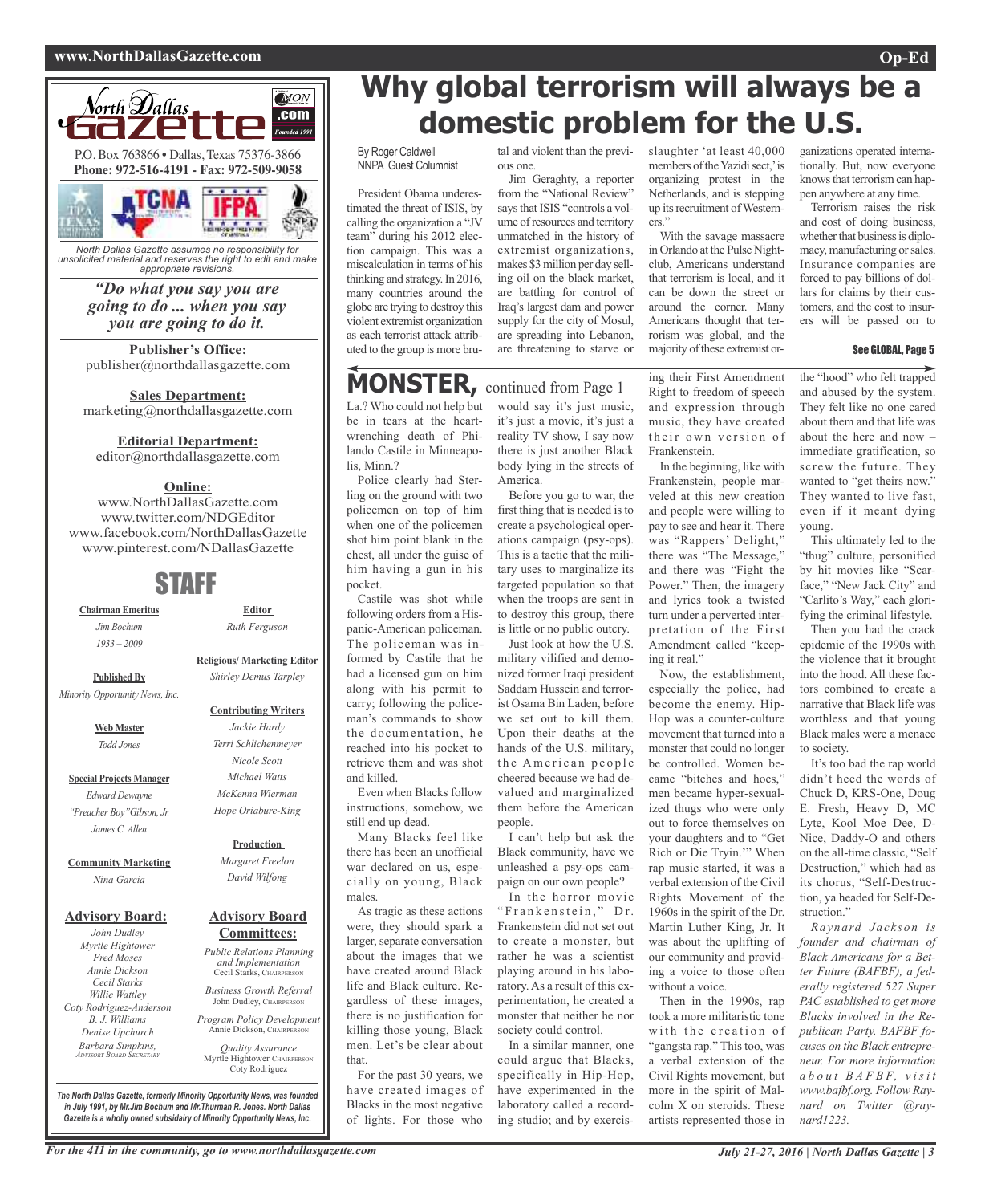# Why global terrorism will always be a domestic problem for the U.S.

By Roger Caldwell
NNPA Guest Columnist

President Obama underestimated the threat of ISIS, by calling the organization a "JV team" during his 2012 election campaign. This was a miscalculation in terms of his thinking and strategy. In 2016, many countries around the globe are trying to destroy this violent extremist organization as each terrorist attack attributed to the group is more brutal and violent than the previous one.

Jim Geraghty, a reporter from the "National Review" says that ISIS "controls a volume of resources and territory unmatched in the history of extremist organizations, makes $3 million per day selling oil on the black market, are battling for control of Iraq's largest dam and power supply for the city of Mosul, are spreading into Lebanon, are threatening to starve or slaughter 'at least 40,000 members of the Yazidi sect,' is organizing protest in the Netherlands, and is stepping up its recruitment of Westerners."

With the savage massacre in Orlando at the Pulse Nightclub, Americans understand that terrorism is local, and it can be down the street or around the corner. Many Americans thought that terrorism was global, and the majority of these extremist organizations operated internationally. But, now everyone knows that terrorism can happen anywhere at any time.

Terrorism raises the risk and cost of doing business, whether that business is diplomacy, manufacturing or sales. Insurance companies are forced to pay billions of dollars for claims by their customers, and the cost to insurers will be passed on to

**See GLOBAL, Page 5**

## MONSTER, continued from Page 1

La.? Who could not help but be in tears at the heartwrenching death of Philando Castile in Minneapolis, Minn.?

Police clearly had Sterling on the ground with two policemen on top of him when one of the policemen shot him point blank in the chest, all under the guise of him having a gun in his pocket.

Castile was shot while following orders from a Hispanic-American policeman. The policeman was informed by Castile that he had a licensed gun on him along with his permit to carry; following the policeman's commands to show the documentation, he reached into his pocket to retrieve them and was shot and killed.

Even when Blacks follow instructions, somehow, we still end up dead.

Many Blacks feel like there has been an unofficial war declared on us, especially on young, Black males.

As tragic as these actions were, they should spark a larger, separate conversation about the images that we have created around Black life and Black culture. Regardless of these images, there is no justification for killing those young, Black men. Let's be clear about that.

For the past 30 years, we have created images of Blacks in the most negative of lights. For those who would say it's just music, it's just a movie, it's just a reality TV show, I say now there is just another Black body lying in the streets of America.

Before you go to war, the first thing that is needed is to create a psychological operations campaign (psy-ops). This is a tactic that the military uses to marginalize its targeted population so that when the troops are sent in to destroy this group, there is little or no public outcry.

Just look at how the U.S. military vilified and demonized former Iraqi president Saddam Hussein and terrorist Osama Bin Laden, before we set out to kill them. Upon their deaths at the hands of the U.S. military, the American people cheered because we had devalued and marginalized them before the American people.

I can't help but ask the Black community, have we unleashed a psy-ops campaign on our own people?

In the horror movie "Frankenstein," Dr. Frankenstein did not set out to create a monster, but rather he was a scientist playing around in his laboratory. As a result of this experimentation, he created a monster that neither he nor society could control.

In a similar manner, one could argue that Blacks, specifically in Hip-Hop, have experimented in the laboratory called a recording studio; and by exercising their First Amendment Right to freedom of speech and expression through music, they have created their own version of Frankenstein.

In the beginning, like with Frankenstein, people marveled at this new creation and people were willing to pay to see and hear it. There was "Rappers' Delight," there was "The Message," and there was "Fight the Power." Then, the imagery and lyrics took a twisted turn under a perverted interpretation of the First Amendment called "keeping it real."

Now, the establishment, especially the police, had become the enemy. Hip-Hop was a counter-culture movement that turned into a monster that could no longer be controlled. Women became "bitches and hoes," men became hyper-sexualized thugs who were only out to force themselves on your daughters and to "Get Rich or Die Tryin.'" When rap music started, it was a verbal extension of the Civil Rights Movement of the 1960s in the spirit of the Dr. Martin Luther King, Jr. It was about the uplifting of our community and providing a voice to those often without a voice.

Then in the 1990s, rap took a more militaristic tone with the creation of "gangsta rap." This too, was a verbal extension of the Civil Rights movement, but more in the spirit of Malcolm X on steroids. These artists represented those in the "hood" who felt trapped and abused by the system. They felt like no one cared about them and that life was about the here and now – immediate gratification, so screw the future. They wanted to "get theirs now." They wanted to live fast, even if it meant dying young.

This ultimately led to the "thug" culture, personified by hit movies like "Scarface," "New Jack City" and "Carlito's Way," each glorifying the criminal lifestyle.

Then you had the crack epidemic of the 1990s with the violence that it brought into the hood. All these factors combined to create a narrative that Black life was worthless and that young Black males were a menace to society.

It's too bad the rap world didn't heed the words of Chuck D, KRS-One, Doug E. Fresh, Heavy D, MC Lyte, Kool Moe Dee, D-Nice, Daddy-O and others on the all-time classic, "Self Destruction," which had as its chorus, "Self-Destruction, ya headed for Self-Destruction."

*Raynard Jackson is founder and chairman of Black Americans for a Better Future (BAFBF), a federally registered 527 Super PAC established to get more Blacks involved in the Republican Party. BAFBF focuses on the Black entrepreneur. For more information about BAFBF, visit www.bafbf.org. Follow Raynard on Twitter @raynard1223.*

---

**North Dallas Gazette**

P.O. Box 763866 • Dallas, Texas 75376-3866
**Phone: 972-516-4191 - Fax: 972-509-9058**

*North Dallas Gazette assumes no responsibility for unsolicited material and reserves the right to edit and make appropriate revisions.*

***"Do what you say you are going to do ... when you say you are going to do it.***

**Publisher's Office:**
publisher@northdallasgazette.com

**Sales Department:**
marketing@northdallasgazette.com

**Editorial Department:**
editor@northdallasgazette.com

**Online:**
www.NorthDallasGazette.com
www.twitter.com/NDGEditor
www.facebook.com/NorthDallasGazette
www.pinterest.com/NDallasGazette

## STAFF

**Chairman Emeritus**
*Jim Bochum*
*1933 – 2009*

**Published By**
*Minority Opportunity News, Inc.*

**Web Master**
*Todd Jones*

**Special Projects Manager**
*Edward Dewayne "Preacher Boy" Gibson, Jr.*
*James C. Allen*

**Community Marketing**
*Nina Garcia*

**Editor**
*Ruth Ferguson*

**Religious/ Marketing Editor**
*Shirley Demus Tarpley*

**Contributing Writers**
*Jackie Hardy*
*Terri Schlichenmeyer*
*Nicole Scott*
*Michael Watts*
*McKenna Wierman*
*Hope Oriabure-King*

**Production**
*Margaret Freelon*
*David Wilfong*

**Advisory Board:**
*John Dudley*
*Myrtle Hightower*
*Fred Moses*
*Annie Dickson*
*Cecil Starks*
*Willie Wattley*
*Coty Rodriguez-Anderson*
*B. J. Williams*
*Denise Upchurch*
*Barbara Simpkins, Advisory Board Secretary*

**Advisory Board Committees:**
*Public Relations Planning and Implementation* — Cecil Starks, Chairperson
*Business Growth Referral* — John Dudley, Chairperson
*Program Policy Development* — Annie Dickson, Chairperson
*Quality Assurance* — Myrtle Hightower, Chairperson; Coty Rodriguez

***The North Dallas Gazette, formerly Minority Opportunity News, was founded in July 1991, by Mr.Jim Bochum and Mr.Thurman R. Jones. North Dallas Gazette is a wholly owned subsidairy of Minority Opportunity News, Inc.***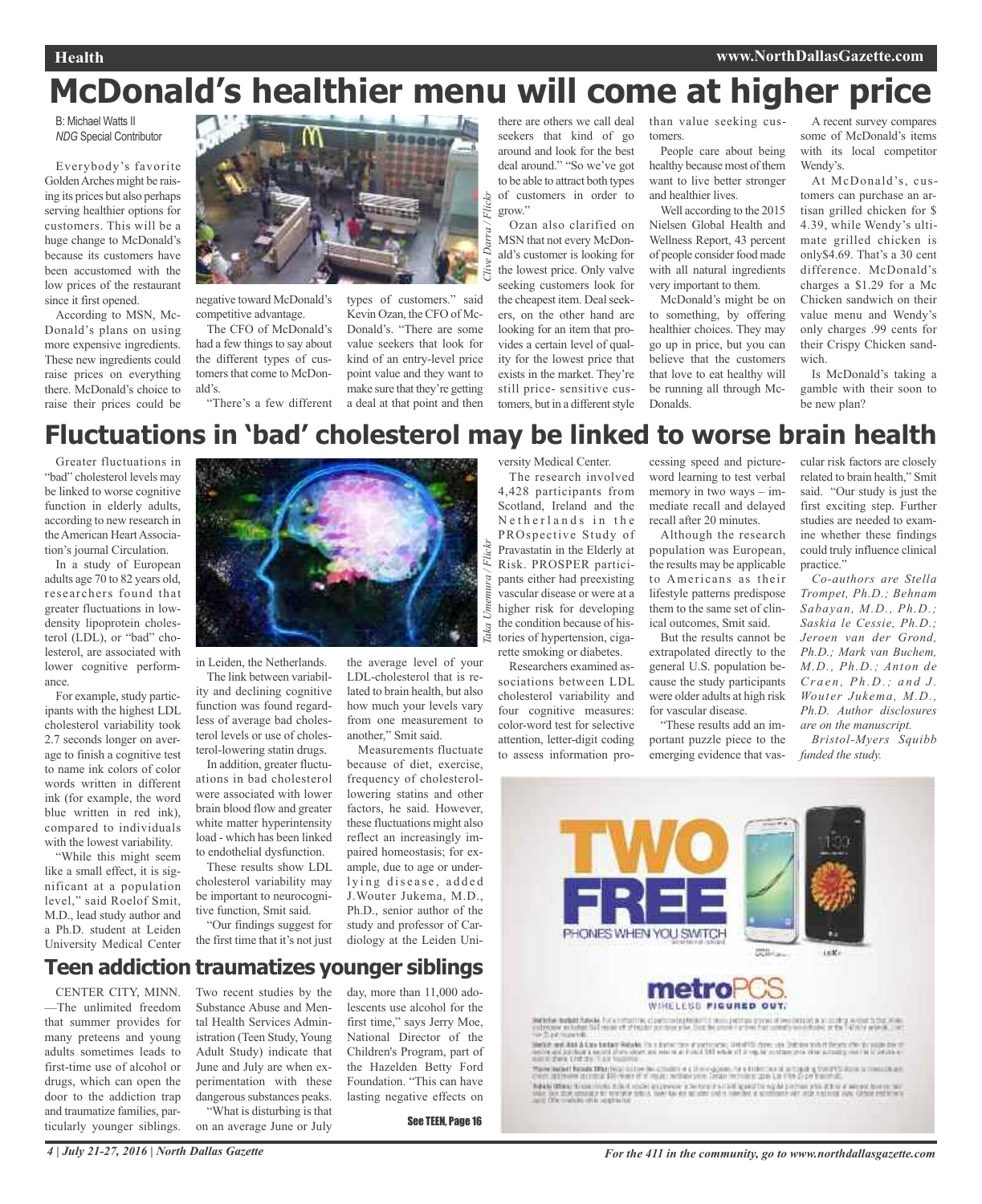# McDonald's healthier menu will come at higher price

B: Michael Watts II
*NDG* Special Contributor

Everybody's favorite Golden Arches might be raising its prices but also perhaps serving healthier options for customers. This will be a huge change to McDonald's because its customers have been accustomed with the low prices of the restaurant since it first opened.

According to MSN, McDonald's plans on using more expensive ingredients. These new ingredients could raise prices on everything there. McDonald's choice to raise their prices could be negative toward McDonald's competitive advantage.

The CFO of McDonald's had a few things to say about the different types of customers that come to McDonald's.

"There's a few different types of customers." said Kevin Ozan, the CFO of McDonald's. "There are some value seekers that look for kind of an entry-level price point value and they want to make sure that they're getting a deal at that point and then there are others we call deal seekers that kind of go around and look for the best deal around." "So we've got to be able to attract both types of customers in order to grow."

Clive Darra / Flickr

Ozan also clarified on MSN that not every McDonald's customer is looking for the lowest price. Only valve seeking customers look for the cheapest item. Deal seekers, on the other hand are looking for an item that provides a certain level of quality for the lowest price that exists in the market. They're still price- sensitive customers, but in a different style than value seeking customers.

People care about being healthy because most of them want to live better stronger and healthier lives.

Well according to the 2015 Nielsen Global Health and Wellness Report, 43 percent of people consider food made with all natural ingredients very important to them.

McDonald's might be on to something, by offering healthier choices. They may go up in price, but you can believe that the customers that love to eat healthy will be running all through McDonalds.

A recent survey compares some of McDonald's items with its local competitor Wendy's.

At McDonald's, customers can purchase an artisan grilled chicken for $ 4.39, while Wendy's ultimate grilled chicken is only$4.69. That's a 30 cent difference. McDonald's charges a $1.29 for a Mc Chicken sandwich on their value menu and Wendy's only charges .99 cents for their Crispy Chicken sandwich.

Is McDonald's taking a gamble with their soon to be new plan?

# Fluctuations in 'bad' cholesterol may be linked to worse brain health

Greater fluctuations in "bad" cholesterol levels may be linked to worse cognitive function in elderly adults, according to new research in the American Heart Association's journal Circulation.

In a study of European adults age 70 to 82 years old, researchers found that greater fluctuations in low-density lipoprotein cholesterol (LDL), or "bad" cholesterol, are associated with lower cognitive performance.

For example, study participants with the highest LDL cholesterol variability took 2.7 seconds longer on average to finish a cognitive test to name ink colors of color words written in different ink (for example, the word blue written in red ink), compared to individuals with the lowest variability.

"While this might seem like a small effect, it is significant at a population level," said Roelof Smit, M.D., lead study author and a Ph.D. student at Leiden University Medical Center in Leiden, the Netherlands.

Taka Umemura / Flickr

The link between variability and declining cognitive function was found regardless of average bad cholesterol levels or use of cholesterol-lowering statin drugs.

In addition, greater fluctuations in bad cholesterol were associated with lower brain blood flow and greater white matter hyperintensity load - which has been linked to endothelial dysfunction.

These results show LDL cholesterol variability may be important to neurocognitive function, Smit said.

"Our findings suggest for the first time that it's not just the average level of your LDL-cholesterol that is related to brain health, but also how much your levels vary from one measurement to another," Smit said.

Measurements fluctuate because of diet, exercise, frequency of cholesterol-lowering statins and other factors, he said. However, these fluctuations might also reflect an increasingly impaired homeostasis; for example, due to age or underlying disease, added J.Wouter Jukema, M.D., Ph.D., senior author of the study and professor of Cardiology at the Leiden University Medical Center.

The research involved 4,428 participants from Scotland, Ireland and the Netherlands in the PROspective Study of Pravastatin in the Elderly at Risk. PROSPER participants either had preexisting vascular disease or were at a higher risk for developing the condition because of histories of hypertension, cigarette smoking or diabetes.

Researchers examined associations between LDL cholesterol variability and four cognitive measures: color-word test for selective attention, letter-digit coding to assess information processing speed and picture-word learning to test verbal memory in two ways – immediate recall and delayed recall after 20 minutes.

Although the research population was European, the results may be applicable to Americans as their lifestyle patterns predispose them to the same set of clinical outcomes, Smit said.

But the results cannot be extrapolated directly to the general U.S. population because the study participants were older adults at high risk for vascular disease.

"These results add an important puzzle piece to the emerging evidence that vascular risk factors are closely related to brain health," Smit said. "Our study is just the first exciting step. Further studies are needed to examine whether these findings could truly influence clinical practice."

*Co-authors are Stella Trompet, Ph.D.; Behnam Sabayan, M.D., Ph.D.; Saskia le Cessie, Ph.D.; Jeroen van der Grond, Ph.D.; Mark van Buchem, M.D., Ph.D.; Anton de Craen, Ph.D.; and J. Wouter Jukema, M.D., Ph.D. Author disclosures are on the manuscript.*

*Bristol-Myers Squibb funded the study.*

# Teen addiction traumatizes younger siblings

CENTER CITY, MINN. —The unlimited freedom that summer provides for many preteens and young adults sometimes leads to first-time use of alcohol or drugs, which can open the door to the addiction trap and traumatize families, particularly younger siblings. Two recent studies by the Substance Abuse and Mental Health Services Administration (Teen Study, Young Adult Study) indicate that June and July are when experimentation with these dangerous substances peaks.

"What is disturbing is that on an average June or July day, more than 11,000 adolescents use alcohol for the first time," says Jerry Moe, National Director of the Children's Program, part of the Hazelden Betty Ford Foundation. "This can have lasting negative effects on

See TEEN, Page 16

TWO FREE PHONES WHEN YOU SWITCH

metroPCS. WIRELESS FIGURED OUT.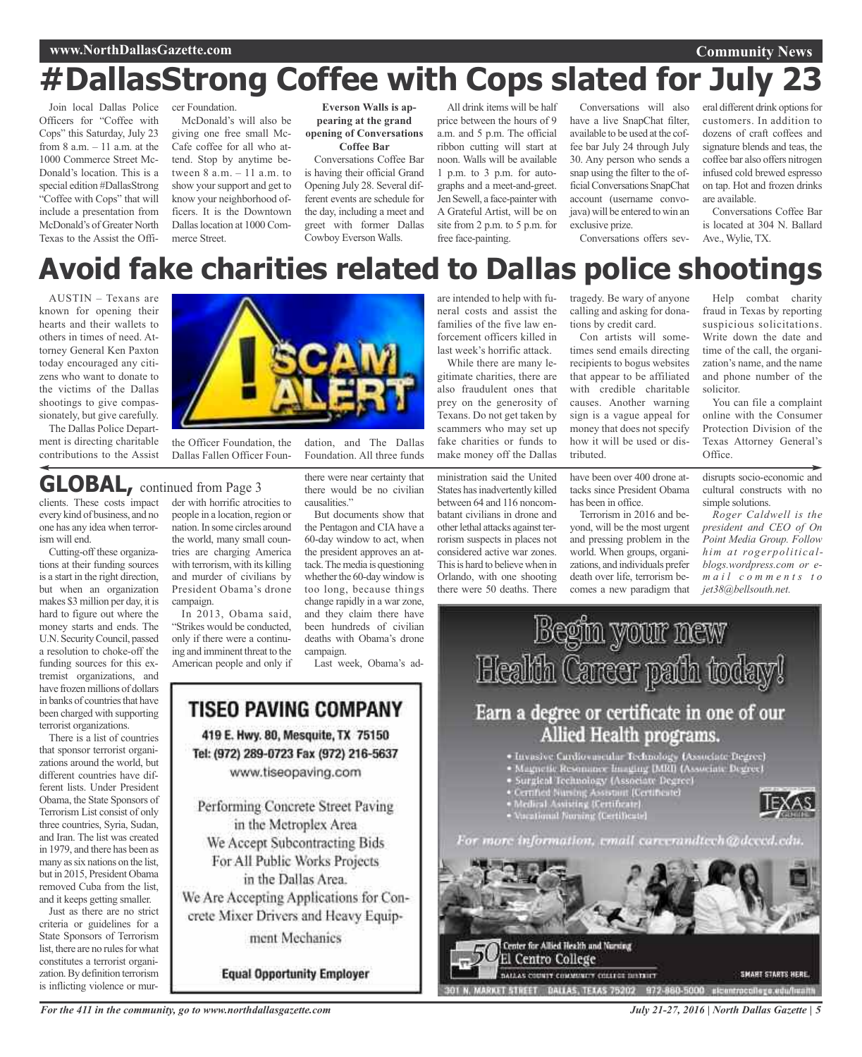# #DallasStrong Coffee with Cops slated for July 23

Join local Dallas Police Officers for "Coffee with Cops" this Saturday, July 23 from 8 a.m. – 11 a.m. at the 1000 Commerce Street McDonald's location. This is a special edition #DallasStrong "Coffee with Cops" that will include a presentation from McDonald's of Greater North Texas to the Assist the Officer Foundation.

McDonald's will also be giving one free small McCafe coffee for all who attend. Stop by anytime between 8 a.m. – 11 a.m. to show your support and get to know your neighborhood officers. It is the Downtown Dallas location at 1000 Commerce Street.

**Everson Walls is appearing at the grand opening of Conversations Coffee Bar**

Conversations Coffee Bar is having their official Grand Opening July 28. Several different events are schedule for the day, including a meet and greet with former Dallas Cowboy Everson Walls.

All drink items will be half price between the hours of 9 a.m. and 5 p.m. The official ribbon cutting will start at noon. Walls will be available 1 p.m. to 3 p.m. for autographs and a meet-and-greet. Jen Sewell, a face-painter with A Grateful Artist, will be on site from 2 p.m. to 5 p.m. for free face-painting.

Conversations will also have a live SnapChat filter, available to be used at the coffee bar July 24 through July 30. Any person who sends a snap using the filter to the official Conversations SnapChat account (username convojava) will be entered to win an exclusive prize.

Conversations offers several different drink options for customers. In addition to dozens of craft coffees and signature blends and teas, the coffee bar also offers nitrogen infused cold brewed espresso on tap. Hot and frozen drinks are available.

Conversations Coffee Bar is located at 304 N. Ballard Ave., Wylie, TX.

# Avoid fake charities related to Dallas police shootings

AUSTIN – Texans are known for opening their hearts and their wallets to others in times of need. Attorney General Ken Paxton today encouraged any citizens who want to donate to the victims of the Dallas shootings to give compassionately, but give carefully.

The Dallas Police Department is directing charitable contributions to the Assist the Officer Foundation, the Dallas Fallen Officer Foundation, and The Dallas Foundation. All three funds are intended to help with funeral costs and assist the families of the five law enforcement officers killed in last week's horrific attack.

While there are many legitimate charities, there are also fraudulent ones that prey on the generosity of Texans. Do not get taken by scammers who may set up fake charities or funds to make money off the Dallas tragedy. Be wary of anyone calling and asking for donations by credit card.

Con artists will sometimes send emails directing recipients to bogus websites that appear to be affiliated with credible charitable causes. Another warning sign is a vague appeal for money that does not specify how it will be used or distributed.

Help combat charity fraud in Texas by reporting suspicious solicitations. Write down the date and time of the call, the organization's name, and the name and phone number of the solicitor.

You can file a complaint online with the Consumer Protection Division of the Texas Attorney General's Office.

## GLOBAL, continued from Page 3

clients. These costs impact every kind of business, and no one has any idea when terrorism will end.

Cutting-off these organizations at their funding sources is a start in the right direction, but when an organization makes $3 million per day, it is hard to figure out where the money starts and ends. The U.N. Security Council, passed a resolution to choke-off the funding sources for this extremist organizations, and have frozen millions of dollars in banks of countries that have been charged with supporting terrorist organizations.

There is a list of countries that sponsor terrorist organizations around the world, but different countries have different lists. Under President Obama, the State Sponsors of Terrorism List consist of only three countries, Syria, Sudan, and Iran. The list was created in 1979, and there has been as many as six nations on the list, but in 2015, President Obama removed Cuba from the list, and it keeps getting smaller.

Just as there are no strict criteria or guidelines for a State Sponsors of Terrorism list, there are no rules for what constitutes a terrorist organization. By definition terrorism is inflicting violence or murder with horrific atrocities to people in a location, region or nation. In some circles around the world, many small countries are charging America with terrorism, with its killing and murder of civilians by President Obama's drone campaign.

In 2013, Obama said, "Strikes would be conducted, only if there were a continuing and imminent threat to the American people and only if there were near certainty that there would be no civilian causalities."

But documents show that the Pentagon and CIA have a 60-day window to act, when the president approves an attack. The media is questioning whether the 60-day window is too long, because things change rapidly in a war zone, and they claim there have been hundreds of civilian deaths with Obama's drone campaign.

Last week, Obama's administration said the United States has inadvertently killed between 64 and 116 noncombatant civilians in drone and other lethal attacks against terrorism suspects in places not considered active war zones. This is hard to believe when in Orlando, with one shooting there were 50 deaths. There have been over 400 drone attacks since President Obama has been in office.

Terrorism in 2016 and beyond, will be the most urgent and pressing problem in the world. When groups, organizations, and individuals prefer death over life, terrorism becomes a new paradigm that disrupts socio-economic and cultural constructs with no simple solutions.

*Roger Caldwell is the president and CEO of On Point Media Group. Follow him at rogerpoliticalblogs.wordpress.com or e-mail comments to jet38@bellsouth.net.*

**TISEO PAVING COMPANY**

419 E. Hwy. 80, Mesquite, TX 75150
Tel: (972) 289-0723 Fax (972) 216-5637
www.tiseopaving.com

Performing Concrete Street Paving in the Metroplex Area
We Accept Subcontracting Bids For All Public Works Projects in the Dallas Area.
We Are Accepting Applications for Concrete Mixer Drivers and Heavy Equipment Mechanics

**Equal Opportunity Employer**

**Begin your new Health Career path today!**

Earn a degree or certificate in one of our Allied Health programs.

- Invasive Cardiovascular Technology (Associate Degree)
- Magnetic Resonance Imaging (MRI) (Associate Degree)
- Surgical Technology (Associate Degree)
- Certified Nursing Assistant (Certificate)
- Medical Assisting (Certificate)
- Vocational Nursing (Certificate)

For more information, email careerandtech@dcccd.edu.

Center for Allied Health and Nursing
El Centro College
Dallas County Community College District
SMART STARTS HERE.
301 N. Market Street Dallas, Texas 75202 972-860-5000 elcentrocollege.edu/health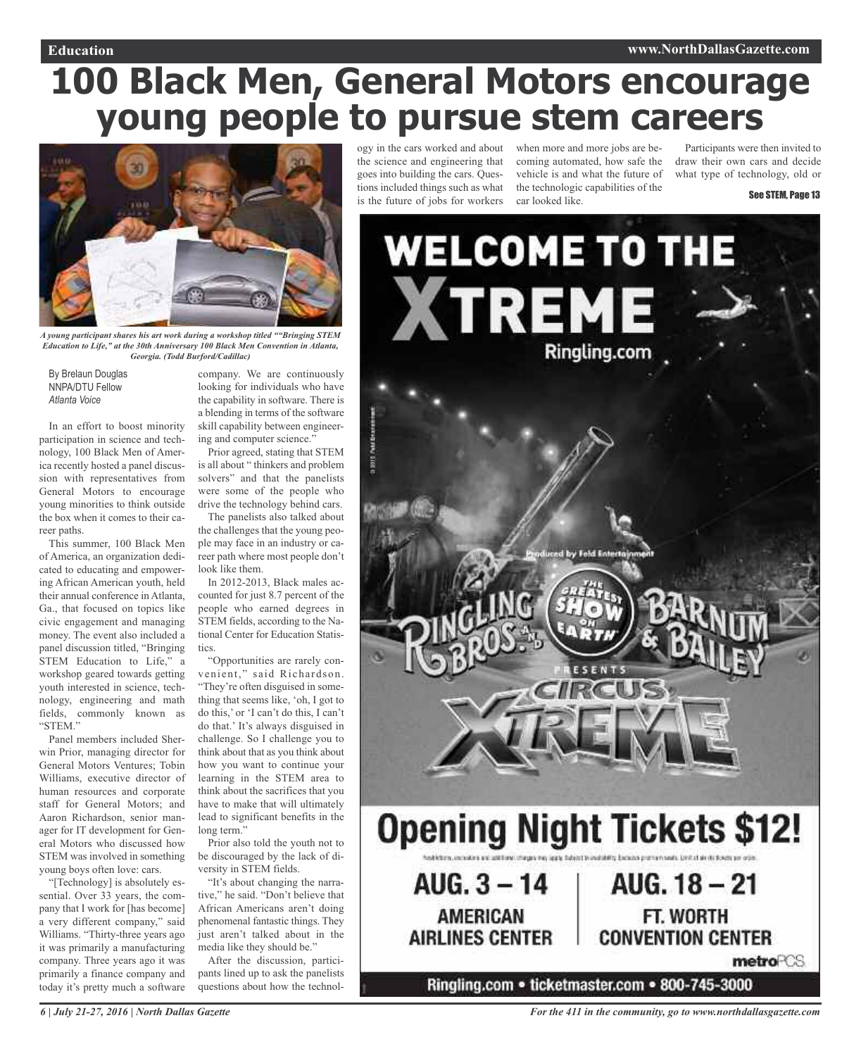# 100 Black Men, General Motors encourage young people to pursue stem careers

*A young participant shares his art work during a workshop titled ""Bringing STEM Education to Life," at the 30th Anniversary 100 Black Men Convention in Atlanta, Georgia. (Todd Burford/Cadillac)*

By Brelaun Douglas
NNPA/DTU Fellow
*Atlanta Voice*

In an effort to boost minority participation in science and technology, 100 Black Men of America recently hosted a panel discussion with representatives from General Motors to encourage young minorities to think outside the box when it comes to their career paths.

This summer, 100 Black Men of America, an organization dedicated to educating and empowering African American youth, held their annual conference in Atlanta, Ga., that focused on topics like civic engagement and managing money. The event also included a panel discussion titled, "Bringing STEM Education to Life," a workshop geared towards getting youth interested in science, technology, engineering and math fields, commonly known as "STEM."

Panel members included Sherwin Prior, managing director for General Motors Ventures; Tobin Williams, executive director of human resources and corporate staff for General Motors; and Aaron Richardson, senior manager for IT development for General Motors who discussed how STEM was involved in something young boys often love: cars.

"[Technology] is absolutely essential. Over 33 years, the company that I work for [has become] a very different company," said Williams. "Thirty-three years ago it was primarily a manufacturing company. Three years ago it was primarily a finance company and today it's pretty much a software company. We are continuously looking for individuals who have the capability in software. There is a blending in terms of the software skill capability between engineering and computer science."

Prior agreed, stating that STEM is all about " thinkers and problem solvers" and that the panelists were some of the people who drive the technology behind cars.

The panelists also talked about the challenges that the young people may face in an industry or career path where most people don't look like them.

In 2012-2013, Black males accounted for just 8.7 percent of the people who earned degrees in STEM fields, according to the National Center for Education Statistics.

"Opportunities are rarely convenient," said Richardson. "They're often disguised in something that seems like, 'oh, I got to do this,' or 'I can't do this, I can't do that.' It's always disguised in challenge. So I challenge you to think about that as you think about how you want to continue your learning in the STEM area to think about the sacrifices that you have to make that will ultimately lead to significant benefits in the long term."

Prior also told the youth not to be discouraged by the lack of diversity in STEM fields.

"It's about changing the narrative," he said. "Don't believe that African Americans aren't doing phenomenal fantastic things. They just aren't talked about in the media like they should be."

After the discussion, participants lined up to ask the panelists questions about how the technology in the cars worked and about the science and engineering that goes into building the cars. Questions included things such as what is the future of jobs for workers when more and more jobs are becoming automated, how safe the vehicle is and what the future of the technologic capabilities of the car looked like.

Participants were then invited to draw their own cars and decide what type of technology, old or

**See STEM, Page 13**

WELCOME TO THE XTREME

Ringling.com

Ringling Bros. and Barnum & Bailey — The Greatest Show on Earth presents Circus Xtreme

Produced by Feld Entertainment

## Opening Night Tickets $12!

Restrictions, exclusions and additional charges may apply. Subject to availability. Excludes premium seats. Limit of six (6) tickets per order.

**AUG. 3 – 14**
AMERICAN AIRLINES CENTER

**AUG. 18 – 21**
FT. WORTH CONVENTION CENTER

metroPCS

Ringling.com • ticketmaster.com • 800-745-3000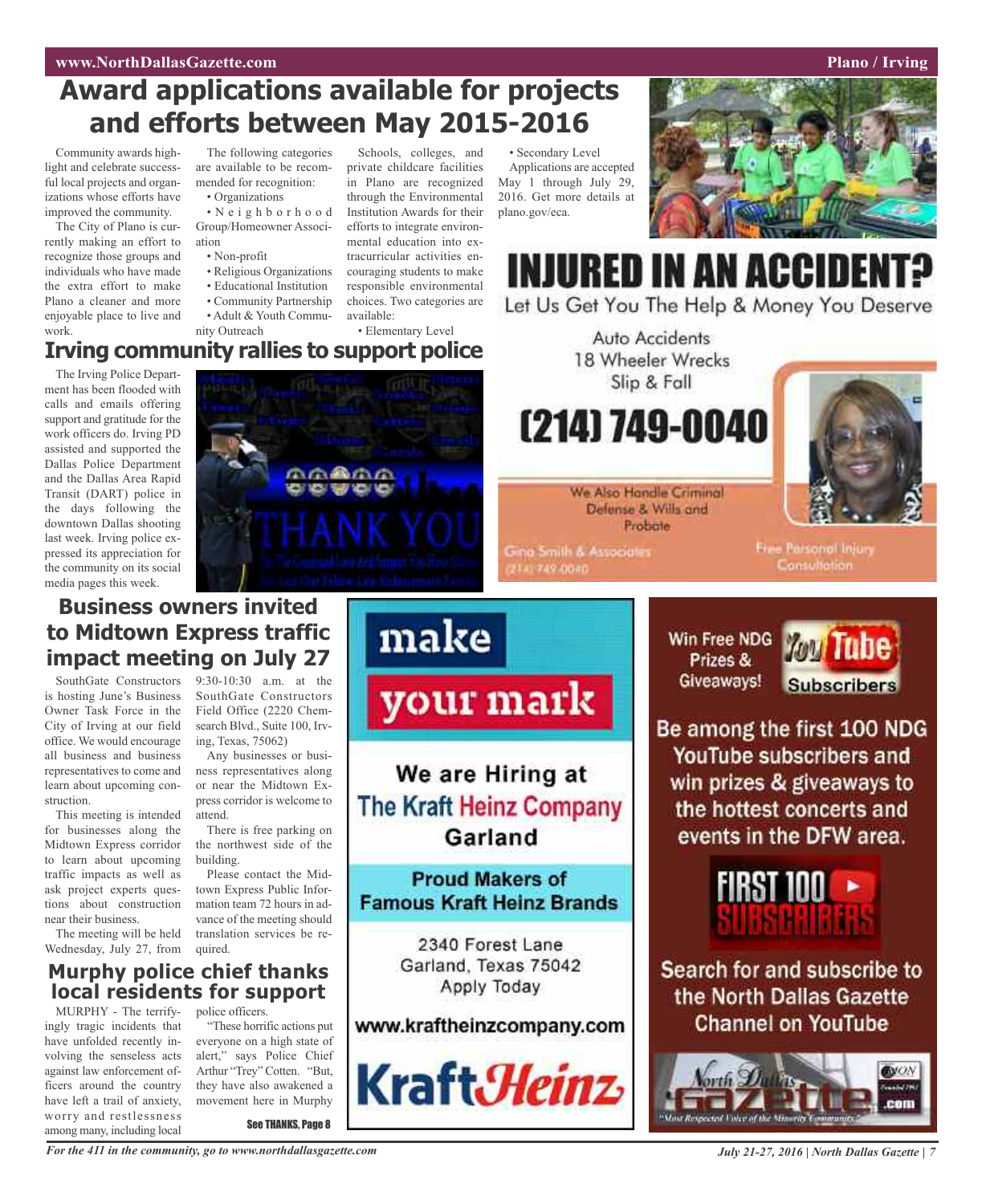# Award applications available for projects and efforts between May 2015-2016

Community awards highlight and celebrate successful local projects and organizations whose efforts have improved the community.

The City of Plano is currently making an effort to recognize those groups and individuals who have made the extra effort to make Plano a cleaner and more enjoyable place to live and work.

The following categories are available to be recommended for recognition:

- Organizations
- Neighborhood Group/Homeowner Association
- Non-profit
- Religious Organizations
- Educational Institution
- Community Partnership
- Adult & Youth Community Outreach

Schools, colleges, and private childcare facilities in Plano are recognized through the Environmental Institution Awards for their efforts to integrate environmental education into extracurricular activities encouraging students to make responsible environmental choices. Two categories are available:

- Elementary Level
- Secondary Level

Applications are accepted May 1 through July 29, 2016. Get more details at plano.gov/eca.

# Irving community rallies to support police

The Irving Police Department has been flooded with calls and emails offering support and gratitude for the work officers do. Irving PD assisted and supported the Dallas Police Department and the Dallas Area Rapid Transit (DART) police in the days following the downtown Dallas shooting last week. Irving police expressed its appreciation for the community on its social media pages this week.

# Business owners invited to Midtown Express traffic impact meeting on July 27

SouthGate Constructors is hosting June's Business Owner Task Force in the City of Irving at our field office. We would encourage all business and business representatives to come and learn about upcoming construction.

This meeting is intended for businesses along the Midtown Express corridor to learn about upcoming traffic impacts as well as ask project experts questions about construction near their business.

The meeting will be held Wednesday, July 27, from 9:30-10:30 a.m. at the SouthGate Constructors Field Office (2220 Chemsearch Blvd., Suite 100, Irving, Texas, 75062)

Any businesses or business representatives along or near the Midtown Express corridor is welcome to attend.

There is free parking on the northwest side of the building.

Please contact the Midtown Express Public Information team 72 hours in advance of the meeting should translation services be required.

# Murphy police chief thanks local residents for support

MURPHY - The terrifyingly tragic incidents that have unfolded recently involving the senseless acts against law enforcement officers around the country have left a trail of anxiety, worry and restlessness among many, including local police officers.

"These horrific actions put everyone on a high state of alert," says Police Chief Arthur "Trey" Cotten. "But, they have also awakened a movement here in Murphy

See THANKS, Page 8

**INJURED IN AN ACCIDENT?**
Let Us Get You The Help & Money You Deserve

Auto Accidents
18 Wheeler Wrecks
Slip & Fall

(214) 749-0040

We Also Handle Criminal Defense & Wills and Probate

Gina Smith & Associates
(214) 749-0040

Free Personal Injury Consultation

**make your mark**

We are Hiring at The Kraft Heinz Company Garland

Proud Makers of Famous Kraft Heinz Brands

2340 Forest Lane
Garland, Texas 75042
Apply Today

www.kraftheinzcompany.com

Kraft Heinz

Win Free NDG Prizes & Giveaways!

YouTube Subscribers

Be among the first 100 NDG YouTube subscribers and win prizes & giveaways to the hottest concerts and events in the DFW area.

FIRST 100 SUBSCRIBERS

Search for and subscribe to the North Dallas Gazette Channel on YouTube

North Dallas Gazette .com
"Most Respected Voice of the Minority Community"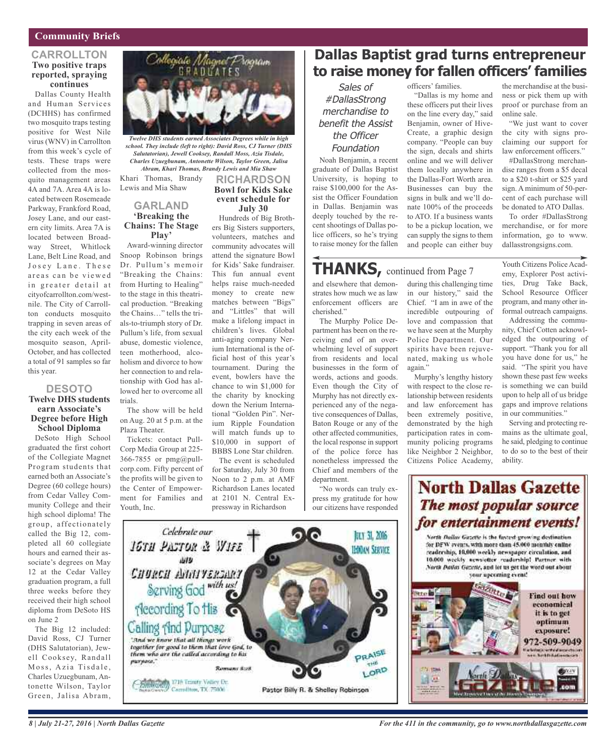## Community Briefs

### CARROLLTON

**Two positive traps reported, spraying continues**

Dallas County Health and Human Services (DCHHS) has confirmed two mosquito traps testing positive for West Nile virus (WNV) in Carrollton from this week's cycle of tests. These traps were collected from the mosquito management areas 4A and 7A. Area 4A is located between Rosemeade Parkway, Frankford Road, Josey Lane, and our eastern city limits. Area 7A is located between Broadway Street, Whitlock Lane, Belt Line Road, and Josey Lane. These areas can be viewed in greater detail at cityofcarrollton.com/westnile. The City of Carrollton conducts mosquito trapping in seven areas of the city each week of the mosquito season, April-October, and has collected a total of 91 samples so far this year.

### DESOTO

**Twelve DHS students earn Associate's Degree before High School Diploma**

DeSoto High School graduated the first cohort of the Collegiate Magnet Program students that earned both an Associate's Degree (60 college hours) from Cedar Valley Community College and their high school diploma! The group, affectionately called the Big 12, completed all 60 collegiate hours and earned their associate's degrees on May 12 at the Cedar Valley graduation program, a full three weeks before they received their high school diploma from DeSoto HS on June 2

The Big 12 included: David Ross, CJ Turner (DHS Salutatorian), Jewell Cooksey, Randall Moss, Azia Tisdale, Charles Uzuegbunam, Antonette Wilson, Taylor Green, Jalisa Abram, Khari Thomas, Brandy Lewis and Mia Shaw

*Twelve DHS students earned Associates Degrees while in high school. They include (left to right): David Ross, CJ Turner (DHS Salutatorian), Jewell Cooksey, Randall Moss, Azia Tisdale, Charles Uzuegbunam, Antonette Wilson, Taylor Green, Jalisa Abram, Khari Thomas, Brandy Lewis and Mia Shaw*

### GARLAND

**'Breaking the Chains: The Stage Play'**

Award-winning director Snoop Robinson brings Dr. Pullum's memoir "Breaking the Chains: from Hurting to Healing" to the stage in this theatrical production. "Breaking the Chains…" tells the trials-to-triumph story of Dr. Pullum's life, from sexual abuse, domestic violence, teen motherhood, alcoholism and divorce to how her connection to and relationship with God has allowed her to overcome all trials.

The show will be held on Aug. 20 at 5 p.m. at the Plaza Theater.

Tickets: contact PullCorp Media Group at 225-366-7855 or pmg@pullcorp.com. Fifty percent of the profits will be given to the Center of Empowerment for Families and Youth, Inc.

### RICHARDSON

**Bowl for Kids Sake event schedule for July 30**

Hundreds of Big Brothers Big Sisters supporters, volunteers, matches and community advocates will attend the signature Bowl for Kids' Sake fundraiser. This fun annual event helps raise much-needed money to create new matches between "Bigs" and "Littles" that will make a lifelong impact in children's lives. Global anti-aging company Nerium International is the official host of this year's tournament. During the event, bowlers have the chance to win $1,000 for the charity by knocking down the Nerium International "Golden Pin". Nerium Ripple Foundation will match funds up to $10,000 in support of BBBS Lone Star children.

The event is scheduled for Saturday, July 30 from Noon to 2 p.m. at AMF Richardson Lanes located at 2101 N. Central Expressway in Richardson

# Dallas Baptist grad turns entrepreneur to raise money for fallen officers' families

*Sales of #DallasStrong merchandise to benefit the Assist the Officer Foundation*

Noah Benjamin, a recent graduate of Dallas Baptist University, is hoping to raise $100,000 for the Assist the Officer Foundation in Dallas. Benjamin was deeply touched by the recent shootings of Dallas police officers, so he's trying to raise money for the fallen officers' families.

"Dallas is my home and these officers put their lives on the line every day," said Benjamin, owner of Hive-Create, a graphic design company. "People can buy the sign, decals and shirts online and we will deliver them locally anywhere in the Dallas-Fort Worth area. Businesses can buy the signs in bulk and we'll donate 100% of the proceeds to ATO. If a business wants to be a pickup location, we can supply the signs to them and people can either buy the merchandise at the business or pick them up with proof or purchase from an online sale.

"We just want to cover the city with signs proclaiming our support for law enforcement officers."

#DallasStrong merchandise ranges from a $5 decal to a $20 t-shirt or $25 yard sign. A minimum of 50-percent of each purchase will be donated to ATO Dallas.

To order #DallasStrong merchandise, or for more information, go to www.dallasstrongsigns.com.

## THANKS, continued from Page 7

and elsewhere that demonstrates how much we as law enforcement officers are cherished."

The Murphy Police Department has been on the receiving end of an overwhelming level of support from residents and local businesses in the form of words, actions and goods. Even though the City of Murphy has not directly experienced any of the negative consequences of Dallas, Baton Rouge or any of the other affected communities, the local response in support of the police force has nonetheless impressed the Chief and members of the department.

"No words can truly express my gratitude for how our citizens have responded during this challenging time in our history," said the Chief. "I am in awe of the incredible outpouring of love and compassion that we have seen at the Murphy Police Department. Our spirits have been rejuvenated, making us whole again."

Murphy's lengthy history with respect to the close relationship between residents and law enforcement has been extremely positive, demonstrated by the high participation rates in community policing programs like Neighbor 2 Neighbor, Citizens Police Academy, Youth Citizens Police Academy, Explorer Post activities, Drug Take Back, School Resource Officer program, and many other informal outreach campaigns.

Addressing the community, Chief Cotten acknowledged the outpouring of support. "Thank you for all you have done for us," he said. "The spirit you have shown these past few weeks is something we can build upon to help all of us bridge gaps and improve relations in our communities."

Serving and protecting remains as the ultimate goal, he said, pledging to continue to do so to the best of their ability.

---

Celebrate our 16th Pastor & Wife and Church Anniversary

Serving God with us! According To His Calling And Purpose

"And we know that all things work together for good to them that love God, to them who are the called according to his purpose." Romans 8:28

July 31, 2016 11:00AM Service

Praise the Lord

Pastor Billy R. & Shelley Robinson

1716 Trinity Valley Dr. Carrollton, TX 75006

---

**North Dallas Gazette**
***The most popular source for entertainment events!***

North Dallas Gazette is the fastest growing destination for DFW events, with more than 45,000 monthly online readership, 10,000 weekly newspaper circulation, and 10,000 weekly newsletter readership! Partner with North Dallas Gazette, and let us get the word out about your upcoming event!

Find out how economical it is to get optimum exposure! 972-509-9049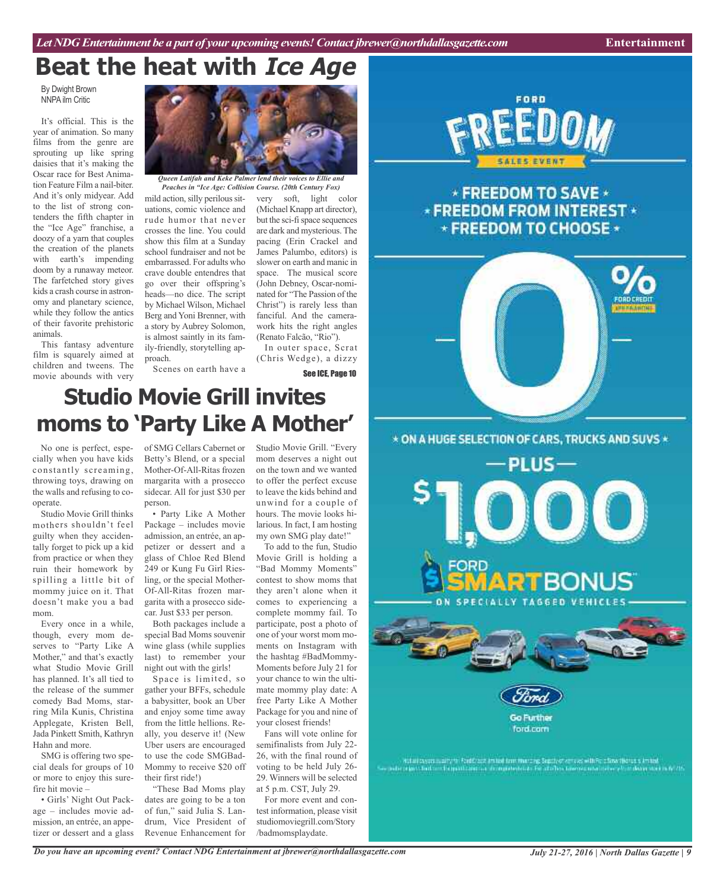# Beat the heat with *Ice Age*

By Dwight Brown
NNPA ilm Critic

It's official. This is the year of animation. So many films from the genre are sprouting up like spring daisies that it's making the Oscar race for Best Animation Feature Film a nail-biter. And it's only midyear. Add to the list of strong contenders the fifth chapter in the "Ice Age" franchise, a doozy of a yarn that couples the creation of the planets with earth's impending doom by a runaway meteor. The farfetched story gives kids a crash course in astronomy and planetary science, while they follow the antics of their favorite prehistoric animals.

This fantasy adventure film is squarely aimed at children and tweens. The movie abounds with very mild action, silly perilous situations, comic violence and rude humor that never crosses the line. You could show this film at a Sunday school fundraiser and not be embarrassed. For adults who crave double entendres that go over their offspring's heads—no dice. The script by Michael Wilson, Michael Berg and Yoni Brenner, with a story by Aubrey Solomon, is almost saintly in its family-friendly, storytelling approach.

*Queen Latifah and Keke Palmer lend their voices to Ellie and Peaches in "Ice Age: Collision Course. (20th Century Fox)*

Scenes on earth have a very soft, light color (Michael Knapp art director), but the sci-fi space sequences are dark and mysterious. The pacing (Erin Crackel and James Palumbo, editors) is slower on earth and manic in space. The musical score (John Debney, Oscar-nominated for "The Passion of the Christ") is rarely less than fanciful. And the camerawork hits the right angles (Renato Falcão, "Rio").

In outer space, Scrat (Chris Wedge), a dizzy

**See ICE, Page 10**

# Studio Movie Grill invites moms to 'Party Like A Mother'

No one is perfect, especially when you have kids constantly screaming, throwing toys, drawing on the walls and refusing to cooperate.

Studio Movie Grill thinks mothers shouldn't feel guilty when they accidentally forget to pick up a kid from practice or when they ruin their homework by spilling a little bit of mommy juice on it. That doesn't make you a bad mom.

Every once in a while, though, every mom deserves to "Party Like A Mother," and that's exactly what Studio Movie Grill has planned. It's all tied to the release of the summer comedy Bad Moms, starring Mila Kunis, Christina Applegate, Kristen Bell, Jada Pinkett Smith, Kathryn Hahn and more.

SMG is offering two special deals for groups of 10 or more to enjoy this sure-fire hit movie –

• Girls' Night Out Package – includes movie admission, an entrée, an appetizer or dessert and a glass of SMG Cellars Cabernet or Betty's Blend, or a special Mother-Of-All-Ritas frozen margarita with a prosecco sidecar. All for just $30 per person.

• Party Like A Mother Package – includes movie admission, an entrée, an appetizer or dessert and a glass of Chloe Red Blend 249 or Kung Fu Girl Riesling, or the special Mother-Of-All-Ritas frozen margarita with a prosecco sidecar. Just $33 per person.

Both packages include a special Bad Moms souvenir wine glass (while supplies last) to remember your night out with the girls!

Space is limited, so gather your BFFs, schedule a babysitter, book an Uber and enjoy some time away from the little hellions. Really, you deserve it! (New Uber users are encouraged to use the code SMGBadMommy to receive $20 off their first ride!)

"These Bad Moms play dates are going to be a ton of fun," said Julia S. Landrum, Vice President of Revenue Enhancement for Studio Movie Grill. "Every mom deserves a night out on the town and we wanted to offer the perfect excuse to leave the kids behind and unwind for a couple of hours. The movie looks hilarious. In fact, I am hosting my own SMG play date!"

To add to the fun, Studio Movie Grill is holding a "Bad Mommy Moments" contest to show moms that they aren't alone when it comes to experiencing a complete mommy fail. To participate, post a photo of one of your worst mom moments on Instagram with the hashtag #BadMommyMoments before July 21 for your chance to win the ultimate mommy play date: A free Party Like A Mother Package for you and nine of your closest friends!

Fans will vote online for semifinalists from July 22-26, with the final round of voting to be held July 26-29. Winners will be selected at 5 p.m. CST, July 29.

For more event and contest information, please visit studiomoviegrill.com/Story/badmomsplaydate.

FORD FREEDOM SALES EVENT

★ FREEDOM TO SAVE ★
★ FREEDOM FROM INTEREST ★
★ FREEDOM TO CHOOSE ★

0% FORD CREDIT APR FINANCING

★ ON A HUGE SELECTION OF CARS, TRUCKS AND SUVS ★

— PLUS —

$1,000 FORD SMARTBONUS

ON SPECIALLY TAGGED VEHICLES

Ford
Go Further
ford.com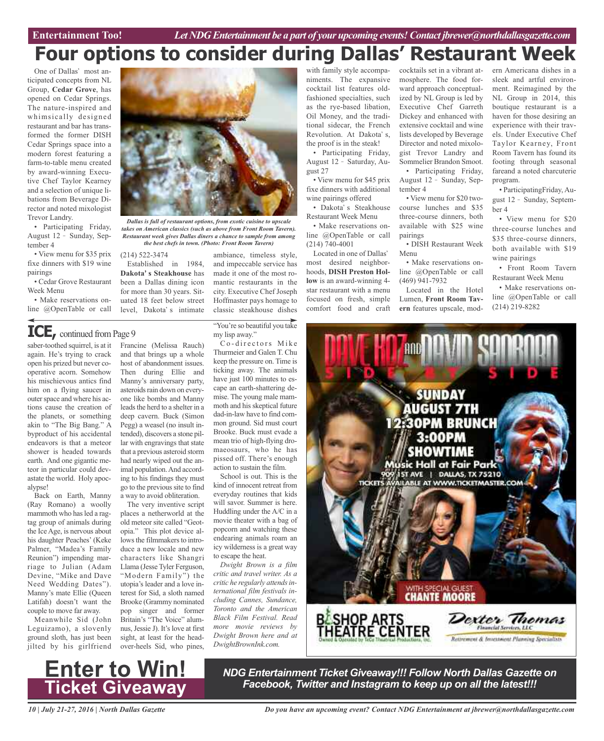# Four options to consider during Dallas' Restaurant Week

One of Dallas' most anticipated concepts from NL Group, **Cedar Grove**, has opened on Cedar Springs. The nature-inspired and whimsically designed restaurant and bar has transformed the former DISH Cedar Springs space into a modern forest featuring a farm-to-table menu created by award-winning Executive Chef Taylor Kearney and a selection of unique libations from Beverage Director and noted mixologist Trevor Landry.

- Participating Friday, August 12 – Sunday, September 4
- View menu for $35 prix fixe dinners with $19 wine pairings
- Cedar Grove Restaurant Week Menu
- Make reservations online @OpenTable or call (214) 522-3474

*Dallas is full of restaurant options, from exotic cuisine to upscale takes on American classics (such as above from Front Room Tavern). Restaurant week gives Dallas diners a chance to sample from among the best chefs in town. (Photo: Front Room Tavern)*

Established in 1984, **Dakota's Steakhouse** has been a Dallas dining icon for more than 30 years. Situated 18 feet below street level, Dakota's intimate ambiance, timeless style, and impeccable service has made it one of the most romantic restaurants in the city. Executive Chef Joseph Hoffmaster pays homage to classic steakhouse dishes with family style accompaniments. The expansive cocktail list features old-fashioned specialties, such as the rye-based libation, Oil Money, and the traditional sidecar, the French Revolution. At Dakota's, the proof is in the steak!

- Participating Friday, August 12 – Saturday, August 27
- View menu for $45 prix fixe dinners with additional wine pairings offered
- Dakota's Steakhouse Restaurant Week Menu
- Make reservations online @OpenTable or call (214) 740-4001

Located in one of Dallas' most desired neighborhoods, **DISH Preston Hollow** is an award-winning 4-star restaurant with a menu focused on fresh, simple comfort food and craft cocktails set in a vibrant atmosphere. The food forward approach conceptualized by NL Group is led by Executive Chef Garreth Dickey and enhanced with extensive cocktail and wine lists developed by Beverage Director and noted mixologist Trevor Landry and Sommelier Brandon Smoot.

- Participating Friday, August 12 – Sunday, September 4
- View menu for $20 two-course lunches and $35 three-course dinners, both available with $25 wine pairings
- DISH Restaurant Week Menu
- Make reservations online @OpenTable or call (469) 941-7932

Located in the Hotel Lumen, **Front Room Tavern** features upscale, modern Americana dishes in a sleek and artful environment. Reimagined by the NL Group in 2014, this boutique restaurant is a haven for those desiring an experience with their travels. Under Executive Chef Taylor Kearney, Front Room Tavern has found its footing through seasonal fareand a noted charcuterie program.

- ParticipatingFriday, August 12 – Sunday, September 4
- View menu for $20 three-course lunches and $35 three-course dinners, both available with $19 wine pairings
- Front Room Tavern Restaurant Week Menu
- Make reservations online @OpenTable or call (214) 219-8282

## ICE, continued from Page 9

saber-toothed squirrel, is at it again. He's trying to crack open his prized but never cooperative acorn. Somehow his mischievous antics find him on a flying saucer in outer space and where his actions cause the creation of the planets, or something akin to "The Big Bang." A byproduct of his accidental endeavors is that a meteor shower is headed towards earth. And one gigantic meteor in particular could devastate the world. Holy apocalypse!

Back on Earth, Manny (Ray Romano) a woolly mammoth who has led a ragtag group of animals during the Ice Age, is nervous about his daughter Peaches' (Keke Palmer, "Madea's Family Reunion") impending marriage to Julian (Adam Devine, "Mike and Dave Need Wedding Dates"). Manny's mate Ellie (Queen Latifah) doesn't want the couple to move far away.

Meanwhile Sid (John Leguizamo), a slovenly ground sloth, has just been jilted by his girlfriend Francine (Melissa Rauch) and that brings up a whole host of abandonment issues. Then during Ellie and Manny's anniversary party, asteroids rain down on everyone like bombs and Manny leads the herd to a shelter in a deep cavern. Buck (Simon Pegg) a weasel (no insult intended), discovers a stone pillar with engravings that state that a previous asteroid storm had nearly wiped out the animal population. And according to his findings they must go to the previous site to find a way to avoid obliteration.

The very inventive script places a netherworld at the old meteor site called "Geotopia." This plot device allows the filmmakers to introduce a new locale and new characters like Shangri Llama (Jesse Tyler Ferguson, "Modern Family") the utopia's leader and a love interest for Sid, a sloth named Brooke (Grammy nominated pop singer and former Britain's "The Voice" alumnus, Jessie J). It's love at first sight, at least for the head-over-heels Sid, who pines, "You're so beautiful you take my lisp away."

Co-directors Mike Thurmeier and Galen T. Chu keep the pressure on. Time is ticking away. The animals have just 100 minutes to escape an earth-shattering demise. The young male mammoth and his skeptical future dad-in-law have to find common ground. Sid must court Brooke. Buck must evade a mean trio of high-flying dromaeosaurs, who he has pissed off. There's enough action to sustain the film.

School is out. This is the kind of innocent retreat from everyday routines that kids will savor. Summer is here. Huddling under the A/C in a movie theater with a bag of popcorn and watching these endearing animals roam an icy wilderness is a great way to escape the heat.

*Dwight Brown is a film critic and travel writer. As a critic he regularly attends international film festivals including Cannes, Sundance, Toronto and the American Black Film Festival. Read more movie reviews by Dwight Brown here and at DwightBrownInk.com.*

**Dave Koz and David Sanborn – Side by Side**
Sunday August 7th
12:30PM Brunch
3:00PM Showtime
Music Hall at Fair Park
909 1st Ave | Dallas, TX 75210
Tickets available at www.ticketmaster.com
With special guest Chante Moore
Bishop Arts Theatre Center – Owned & Operated by TeCo Theatrical Productions, Inc.
Dexter Thomas Financial Services, LLC – Retirement & Investment Planning Specialists

## Enter to Win! Ticket Giveaway

***NDG Entertainment Ticket Giveaway!!! Follow North Dallas Gazette on Facebook, Twitter and Instagram to keep up on all the latest!!!***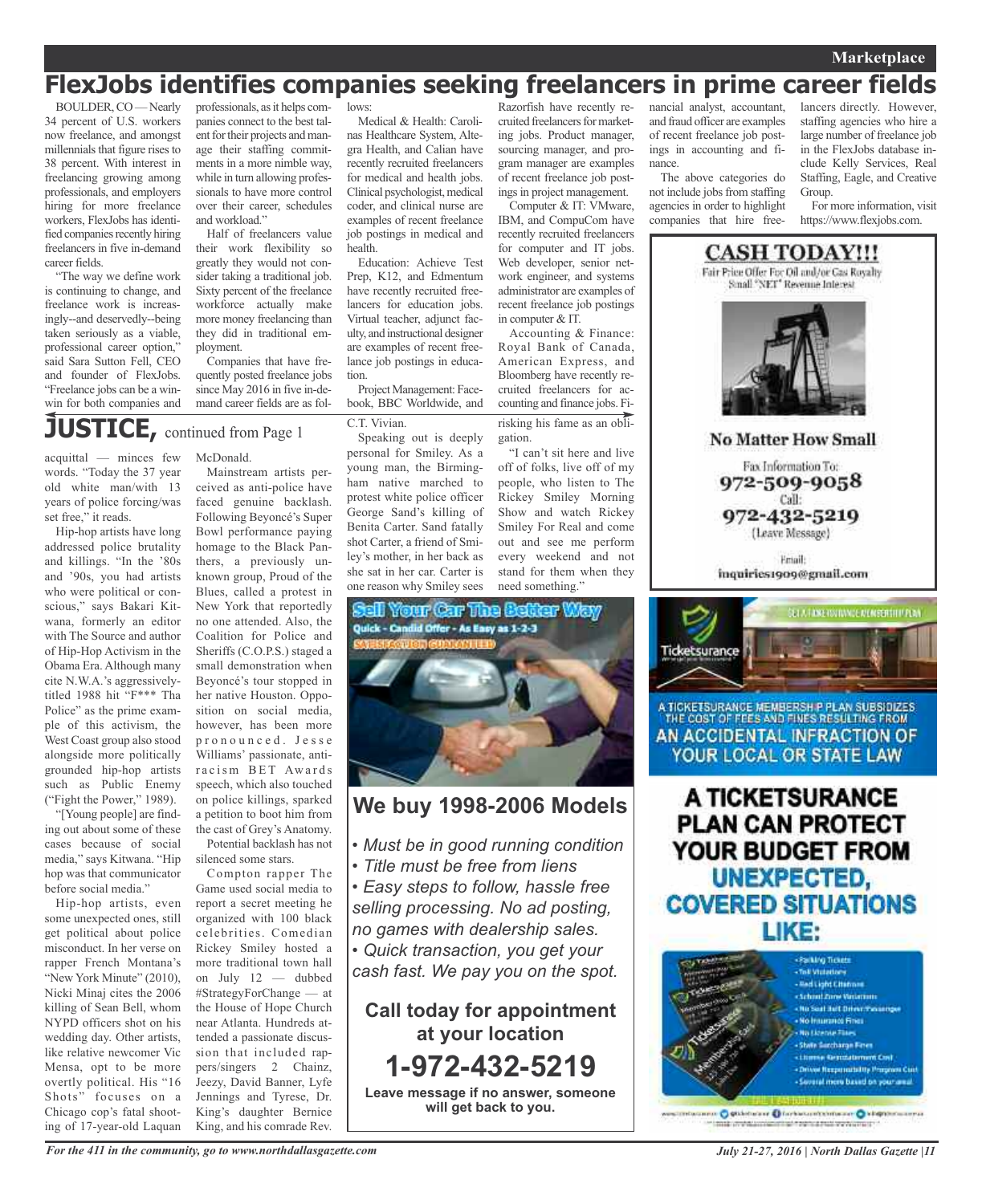# FlexJobs identifies companies seeking freelancers in prime career fields

BOULDER, CO — Nearly 34 percent of U.S. workers now freelance, and amongst millennials that figure rises to 38 percent. With interest in freelancing growing among professionals, and employers hiring for more freelance workers, FlexJobs has identified companies recently hiring freelancers in five in-demand career fields.

"The way we define work is continuing to change, and freelance work is increasingly--and deservedly--being taken seriously as a viable, professional career option," said Sara Sutton Fell, CEO and founder of FlexJobs. "Freelance jobs can be a win-win for both companies and professionals, as it helps companies connect to the best talent for their projects and manage their staffing commitments in a more nimble way, while in turn allowing professionals to have more control over their career, schedules and workload."

Half of freelancers value their work flexibility so greatly they would not consider taking a traditional job. Sixty percent of the freelance workforce actually make more money freelancing than they did in traditional employment.

Companies that have frequently posted freelance jobs since May 2016 in five in-demand career fields are as follows:

Medical & Health: Carolinas Healthcare System, Altegra Health, and Calian have recently recruited freelancers for medical and health jobs. Clinical psychologist, medical coder, and clinical nurse are examples of recent freelance job postings in medical and health.

Education: Achieve Test Prep, K12, and Edmentum have recently recruited freelancers for education jobs. Virtual teacher, adjunct faculty, and instructional designer are examples of recent freelance job postings in education.

Project Management: Facebook, BBC Worldwide, and Razorfish have recently recruited freelancers for marketing jobs. Product manager, sourcing manager, and program manager are examples of recent freelance job postings in project management.

Computer & IT: VMware, IBM, and CompuCom have recently recruited freelancers for computer and IT jobs. Web developer, senior network engineer, and systems administrator are examples of recent freelance job postings in computer & IT.

Accounting & Finance: Royal Bank of Canada, American Express, and Bloomberg have recently recruited freelancers for accounting and finance jobs. Financial analyst, accountant, and fraud officer are examples of recent freelance job postings in accounting and finance.

The above categories do not include jobs from staffing agencies in order to highlight companies that hire freelancers directly. However, staffing agencies who hire a large number of freelance job in the FlexJobs database include Kelly Services, Real Staffing, Eagle, and Creative Group.

For more information, visit https://www.flexjobs.com.

## JUSTICE, continued from Page 1

acquittal — minces few words. "Today the 37 year old white man/with 13 years of police forcing/was set free," it reads.

Hip-hop artists have long addressed police brutality and killings. "In the '80s and '90s, you had artists who were political or conscious," says Bakari Kitwana, formerly an editor with The Source and author of Hip-Hop Activism in the Obama Era. Although many cite N.W.A.'s aggressively-titled 1988 hit "F*** Tha Police" as the prime example of this activism, the West Coast group also stood alongside more politically grounded hip-hop artists such as Public Enemy ("Fight the Power," 1989).

"[Young people] are finding out about some of these cases because of social media," says Kitwana. "Hip hop was that communicator before social media."

Hip-hop artists, even some unexpected ones, still get political about police misconduct. In her verse on rapper French Montana's "New York Minute" (2010), Nicki Minaj cites the 2006 killing of Sean Bell, whom NYPD officers shot on his wedding day. Other artists, like relative newcomer Vic Mensa, opt to be more overtly political. His "16 Shots" focuses on a Chicago cop's fatal shooting of 17-year-old Laquan McDonald.

Mainstream artists perceived as anti-police have faced genuine backlash. Following Beyoncé's Super Bowl performance paying homage to the Black Panthers, a previously unknown group, Proud of the Blues, called a protest in New York that reportedly no one attended. Also, the Coalition for Police and Sheriffs (C.O.P.S.) staged a small demonstration when Beyoncé's tour stopped in her native Houston. Opposition on social media, however, has been more pronounced. Jesse Williams' passionate, anti-racism BET Awards speech, which also touched on police killings, sparked a petition to boot him from the cast of Grey's Anatomy.

Potential backlash has not silenced some stars.

Compton rapper The Game used social media to report a secret meeting he organized with 100 black celebrities. Comedian Rickey Smiley hosted a more traditional town hall on July 12 — dubbed #StrategyForChange — at the House of Hope Church near Atlanta. Hundreds attended a passionate discussion that included rappers/singers 2 Chainz, Jeezy, David Banner, Lyfe Jennings and Tyrese, Dr. King's daughter Bernice King, and his comrade Rev. C.T. Vivian.

Speaking out is deeply personal for Smiley. As a young man, the Birmingham native marched to protest white police officer George Sand's killing of Benita Carter. Sand fatally shot Carter, a friend of Smiley's mother, in her back as she sat in her car. Carter is one reason why Smiley sees risking his fame as an obligation.

"I can't sit here and live off of folks, live off of my people, who listen to The Rickey Smiley Morning Show and watch Rickey Smiley For Real and come out and see me perform every weekend and not stand for them when they need something."

---

**Sell Your Car The Better Way**
Quick - Candid Offer - As Easy as 1-2-3
SATISFACTION GUARANTEED

## We buy 1998-2006 Models

- *Must be in good running condition*
- *Title must be free from liens*
- *Easy steps to follow, hassle free selling processing. No ad posting, no games with dealership sales.*
- *Quick transaction, you get your cash fast. We pay you on the spot.*

**Call today for appointment at your location**

**1-972-432-5219**

**Leave message if no answer, someone will get back to you.**

---

**CASH TODAY!!!**

Fair Price Offer For Oil and/or Gas Royalty
Small "NET" Revenue Interest

**No Matter How Small**

Fax Information To:
**972-509-9058**
Call:
**972-432-5219**
(Leave Message)

Email:
**inquiries1909@gmail.com**

---

Ticketsurance

A TICKETSURANCE MEMBERSHIP PLAN SUBSIDIZES THE COST OF FEES AND FINES RESULTING FROM **AN ACCIDENTAL INFRACTION OF YOUR LOCAL OR STATE LAW**

**A TICKETSURANCE PLAN CAN PROTECT YOUR BUDGET FROM UNEXPECTED, COVERED SITUATIONS LIKE:**

- Parking Tickets
- Toll Violations
- Red Light Citations
- School Zone Violations
- No Seat Belt Driver/Passenger
- No Insurance Fines
- No License Fines
- State Surcharge Fines
- License Reinstatement Cost
- Driver Responsibility Program Cost
- Several more based on your area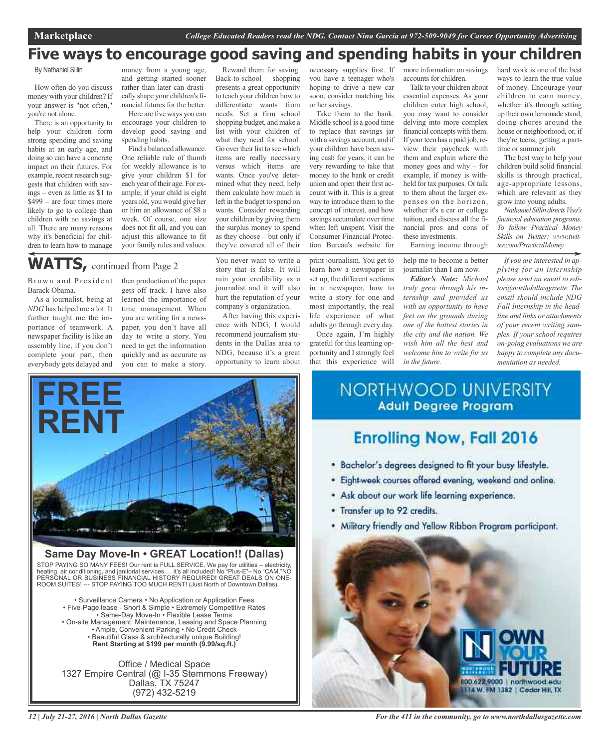# Five ways to encourage good saving and spending habits in your children

By Nathaniel Sillin

How often do you discuss money with your children? If your answer is "not often," you're not alone.

There is an opportunity to help your children form strong spending and saving habits at an early age, and doing so can have a concrete impact on their futures. For example, recent research suggests that children with savings – even as little as $1 to $499 – are four times more likely to go to college than children with no savings at all. There are many reasons why it's beneficial for children to learn how to manage money from a young age, and getting started sooner rather than later can drastically shape your children's financial futures for the better.

Here are five ways you can encourage your children to develop good saving and spending habits.

Find a balanced allowance. One reliable rule of thumb for weekly allowance is to give your children $1 for each year of their age. For example, if your child is eight years old, you would give her or him an allowance of $8 a week. Of course, one size does not fit all, and you can adjust this allowance to fit your family rules and values.

Reward them for saving. Back-to-school shopping presents a great opportunity to teach your children how to differentiate wants from needs. Set a firm school shopping budget, and make a list with your children of what they need for school. Go over their list to see which items are really necessary versus which items are wants. Once you've determined what they need, help them calculate how much is left in the budget to spend on wants. Consider rewarding your children by giving them the surplus money to spend as they choose – but only if they've covered all of their necessary supplies first. If you have a teenager who's hoping to drive a new car soon, consider matching his or her savings.

Take them to the bank. Middle school is a good time to replace that savings jar with a savings account, and if your children have been saving cash for years, it can be very rewarding to take that money to the bank or credit union and open their first account with it. This is a great way to introduce them to the concept of interest, and how savings accumulate over time when left unspent. Visit the Consumer Financial Protection Bureau's website for more information on savings accounts for children.

Talk to your children about essential expenses. As your children enter high school, you may want to consider delving into more complex financial concepts with them. If your teen has a paid job, review their paycheck with them and explain where the money goes and why – for example, if money is withheld for tax purposes. Or talk to them about the larger expenses on the horizon, whether it's a car or college tuition, and discuss all the financial pros and cons of these investments.

Earning income through hard work is one of the best ways to learn the true value of money. Encourage your children to earn money, whether it's through setting up their own lemonade stand, doing chores around the house or neighborhood, or, if they're teens, getting a part-time or summer job.

The best way to help your children build solid financial skills is through practical, age-appropriate lessons, which are relevant as they grow into young adults.

*Nathaniel Sillin directs Visa's financial education programs. To follow Practical Money Skills on Twitter: www.twitter.com/PracticalMoney.*

## WATTS, continued from Page 2

Brown and President Barack Obama.

As a journalist, being at *NDG* has helped me a lot. It further taught me the importance of teamwork. A newspaper facility is like an assembly line, if you don't complete your part, then everybody gets delayed and then production of the paper gets off track. I have also learned the importance of time management. When you are writing for a newspaper, you don't have all day to write a story. You need to get the information quickly and as accurate as you can to make a story. You never want to write a story that is false. It will ruin your credibility as a journalist and it will also hurt the reputation of your company's organization.

After having this experience with NDG, I would recommend journalism students in the Dallas area to NDG, because it's a great opportunity to learn about print journalism. You get to learn how a newspaper is set up, the different sections in a newspaper, how to write a story for one and most importantly, the real life experience of what adults go through every day.

Once again, I'm highly grateful for this learning opportunity and I strongly feel that this experience will help me to become a better journalist than I am now.

***Editor's Note:** Michael truly grew through his internship and provided us with an opportunity to have feet on the grounds during one of the hottest stories in the city and the nation. We wish him all the best and welcome him to write for us in the future.*

*If you are interested in applying for an internship please send an email to editor@northdallasgazette. The email should include NDG Fall Internship in the headline and links or attachments of your recent writing samples. If your school requires on-going evaluations we are happy to complete any documentation as needed.*

**FREE RENT**

**Same Day Move-In • GREAT Location!! (Dallas)**

STOP PAYING SO MANY FEES! Our rent is FULL SERVICE. We pay for utilities – electricity, heating, air conditioning, and janitorial services … it's all included! No "Plus-E"– No "CAM."NO PERSONAL OR BUSINESS FINANCIAL HISTORY REQUIRED! GREAT DEALS ON ONE-ROOM SUITES! --- STOP PAYING TOO MUCH RENT! (Just North of Downtown Dallas)

- Surveillance Camera • No Application or Application Fees
- Five-Page lease - Short & Simple • Extremely Competitive Rates
- Same-Day Move-In • Flexible Lease Terms
- On-site Management, Maintenance, Leasing and Space Planning
- Ample, Convenient Parking • No Credit Check
- Beautiful Glass & architecturally unique Building!

**Rent Starting at $199 per month (9.99/sq.ft.)**

Office / Medical Space
1327 Empire Central (@ I-35 Stemmons Freeway)
Dallas, TX 75247
(972) 432-5219

NORTHWOOD UNIVERSITY
**Adult Degree Program**

**Enrolling Now, Fall 2016**

- Bachelor's degrees designed to fit your busy lifestyle.
- Eight-week courses offered evening, weekend and online.
- Ask about our work life learning experience.
- Transfer up to 92 credits.
- Military friendly and Yellow Ribbon Program participant.

OWN YOUR FUTURE
800.622.9000 | northwood.edu
1114 W. FM 1382 | Cedar Hill, TX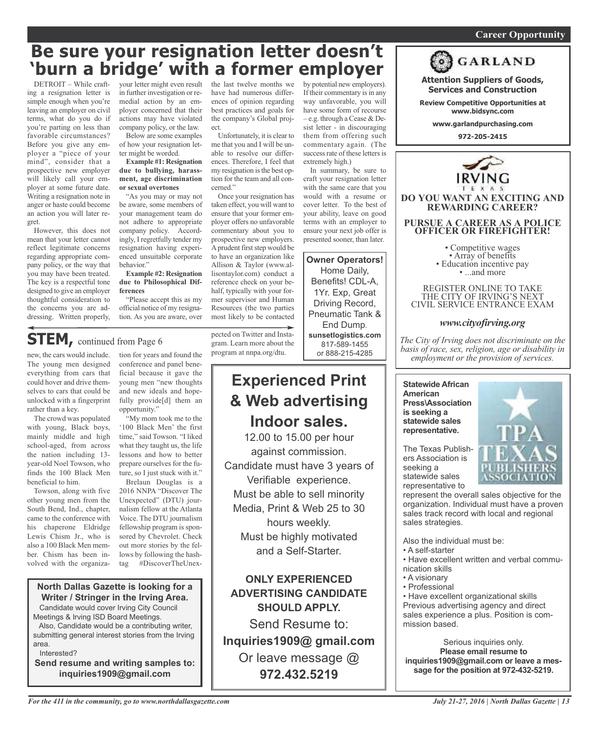# Be sure your resignation letter doesn't 'burn a bridge' with a former employer

DETROIT – While crafting a resignation letter is simple enough when you're leaving an employer on civil terms, what do you do if you're parting on less than favorable circumstances? Before you give any employer a "piece of your mind", consider that a prospective new employer will likely call your employer at some future date. Writing a resignation note in anger or haste could become an action you will later regret.

However, this does not mean that your letter cannot reflect legitimate concerns regarding appropriate company policy, or the way that you may have been treated. The key is a respectful tone designed to give an employer thoughtful consideration to the concerns you are addressing. Written properly, your letter might even result in further investigation or remedial action by an employer concerned that their actions may have violated company policy, or the law.

Below are some examples of how your resignation letter might be worded.

**Example #1: Resignation due to bullying, harassment, age discrimination or sexual overtones**

"As you may or may not be aware, some members of your management team do not adhere to appropriate company policy. Accordingly, I regretfully tender my resignation having experienced unsuitable corporate behavior."

**Example #2: Resignation due to Philosophical Differences**

"Please accept this as my official notice of my resignation. As you are aware, over the last twelve months we have had numerous differences of opinion regarding best practices and goals for the company's Global project.

Unfortunately, it is clear to me that you and I will be unable to resolve our differences. Therefore, I feel that my resignation is the best option for the team and all concerned."

Once your resignation has taken effect, you will want to ensure that your former employer offers no unfavorable commentary about you to prospective new employers. A prudent first step would be to have an organization like Allison & Taylor (www.allisontaylor.com) conduct a reference check on your behalf, typically with your former supervisor and Human Resources (the two parties most likely to be contacted by potential new employers). If their commentary is in any way unfavorable, you will have some form of recourse – e.g. through a Cease & Desist letter - in discouraging them from offering such commentary again. (The success rate of these letters is extremely high.)

In summary, be sure to craft your resignation letter with the same care that you would with a resume or cover letter. To the best of your ability, leave on good terms with an employer to ensure your next job offer is presented sooner, than later.

## STEM, continued from Page 6

new, the cars would include. The young men designed everything from cars that could hover and drive themselves to cars that could be unlocked with a fingerprint rather than a key.

The crowd was populated with young, Black boys, mainly middle and high school-aged, from across the nation including 13-year-old Noel Towson, who finds the 100 Black Men beneficial to him.

Towson, along with five other young men from the South Bend, Ind., chapter, came to the conference with his chaperone Eldridge Lewis Chism Jr., who is also a 100 Black Men member. Chism has been involved with the organization for years and found the conference and panel beneficial because it gave the young men "new thoughts and new ideals and hopefully provide[d] them an opportunity."

"My mom took me to the '100 Black Men' the first time," said Towson. "I liked what they taught us, the life lessons and how to better prepare ourselves for the future, so I just stuck with it."

Brelaun Douglas is a 2016 NNPA "Discover The Unexpected" (DTU) journalism fellow at the Atlanta Voice. The DTU journalism fellowship program is sponsored by Chevrolet. Check out more stories by the fellows by following the hashtag #DiscoverTheUnexpected on Twitter and Instagram. Learn more about the program at nnpa.org/dtu.

---

**North Dallas Gazette is looking for a Writer / Stringer in the Irving Area.**

Candidate would cover Irving City Council Meetings & Irving ISD Board Meetings.

Also, Candidate would be a contributing writer, submitting general interest stories from the Irving area.

Interested?

**Send resume and writing samples to: inquiries1909@gmail.com**

---

**Owner Operators!**
Home Daily, Benefits! CDL-A, 1Yr. Exp, Great Driving Record, Pneumatic Tank & End Dump.
**sunsetlogistics.com**
817-589-1455
or 888-215-4285

---

# Experienced Print & Web advertising Indoor sales.

12.00 to 15.00 per hour against commission.
Candidate must have 3 years of Verifiable experience.
Must be able to sell minority Media, Print & Web 25 to 30 hours weekly.
Must be highly motivated and a Self-Starter.

**ONLY EXPERIENCED ADVERTISING CANDIDATE SHOULD APPLY.**

Send Resume to:
**Inquiries1909@ gmail.com**
Or leave message @
**972.432.5219**

---

**Career Opportunity**

**GARLAND**

**Attention Suppliers of Goods, Services and Construction**

**Review Competitive Opportunities at www.bidsync.com**

**www.garlandpurchasing.com**

**972-205-2415**

---

**IRVING**
TEXAS

**DO YOU WANT AN EXCITING AND REWARDING CAREER?**

**PURSUE A CAREER AS A POLICE OFFICER OR FIREFIGHTER!**

- Competitive wages
- Array of benefits
- Education incentive pay
- ...and more

REGISTER ONLINE TO TAKE THE CITY OF IRVING'S NEXT CIVIL SERVICE ENTRANCE EXAM

***www.cityofirving.org***

*The City of Irving does not discriminate on the basis of race, sex, religion, age or disability in employment or the provision of services.*

---

**Statewide African American Press\Association is seeking a statewide sales representative.**

TPA TEXAS PUBLISHERS ASSOCIATION

The Texas Publishers Association is seeking a statewide sales representative to represent the overall sales objective for the organization. Individual must have a proven sales track record with local and regional sales strategies.

Also the individual must be:
- A self-starter
- Have excellent written and verbal communication skills
- A visionary
- Professional
- Have excellent organizational skills

Previous advertising agency and direct sales experience a plus. Position is commission based.

Serious inquiries only.
**Please email resume to inquiries1909@gmail.com or leave a message for the position at 972-432-5219.**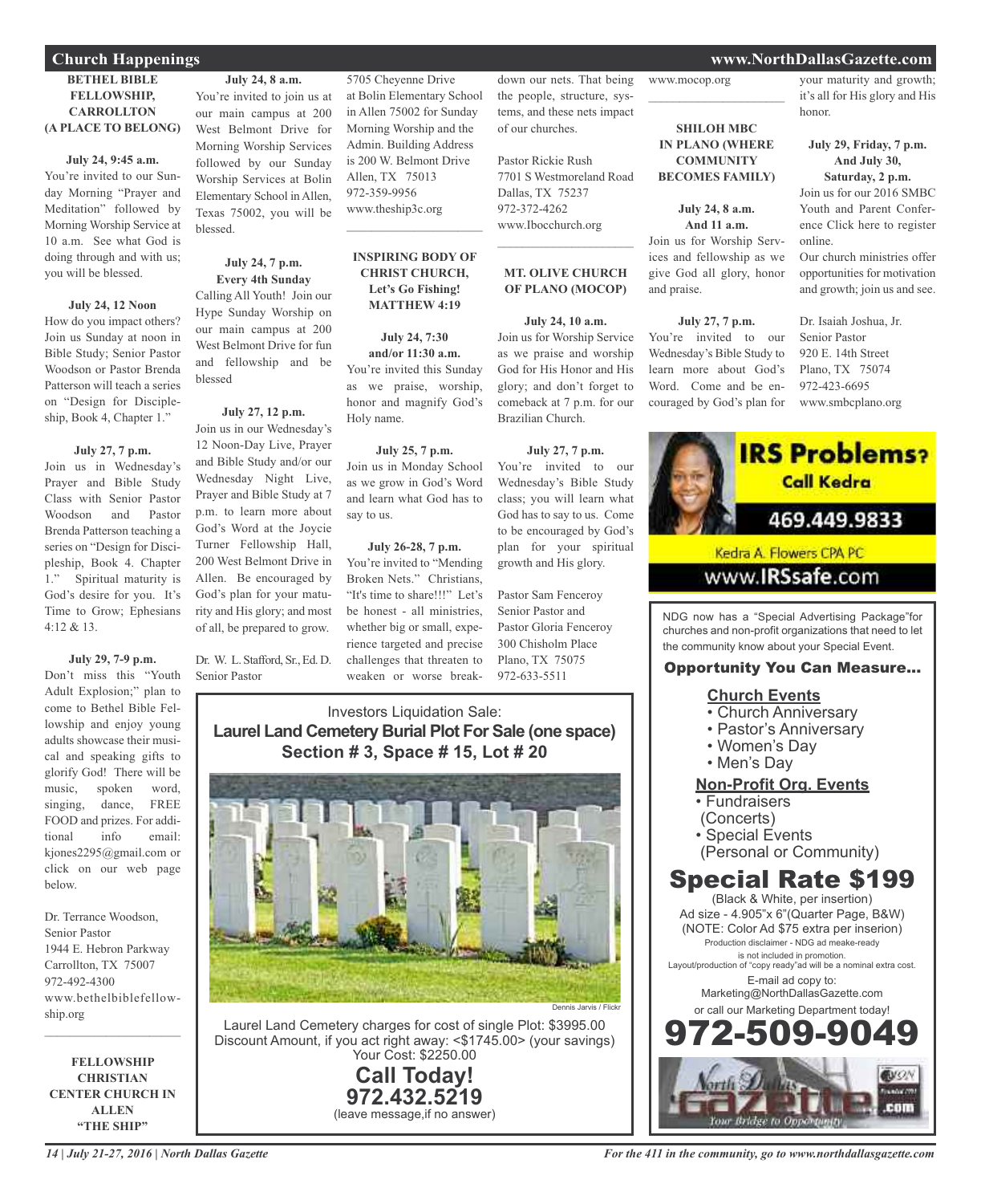## Church Happenings

### BETHEL BIBLE FELLOWSHIP, CARROLLTON (A PLACE TO BELONG)

**July 24, 9:45 a.m.**
You're invited to our Sunday Morning "Prayer and Meditation" followed by Morning Worship Service at 10 a.m. See what God is doing through and with us; you will be blessed.

**July 24, 12 Noon**
How do you impact others? Join us Sunday at noon in Bible Study; Senior Pastor Woodson or Pastor Brenda Patterson will teach a series on "Design for Discipleship, Book 4, Chapter 1."

**July 27, 7 p.m.**
Join us in Wednesday's Prayer and Bible Study Class with Senior Pastor Woodson and Pastor Brenda Patterson teaching a series on "Design for Discipleship, Book 4. Chapter 1." Spiritual maturity is God's desire for you. It's Time to Grow; Ephesians 4:12 & 13.

**July 29, 7-9 p.m.**
Don't miss this "Youth Adult Explosion;" plan to come to Bethel Bible Fellowship and enjoy young adults showcase their musical and speaking gifts to glorify God! There will be music, spoken word, singing, dance, FREE FOOD and prizes. For additional info email: kjones2295@gmail.com or click on our web page below.

Dr. Terrance Woodson,
Senior Pastor
1944 E. Hebron Parkway
Carrollton, TX 75007
972-492-4300
www.bethelbiblefellowship.org

---

### FELLOWSHIP CHRISTIAN CENTER CHURCH IN ALLEN "THE SHIP"

**July 24, 8 a.m.**
You're invited to join us at our main campus at 200 West Belmont Drive for Morning Worship Services followed by our Sunday Worship Services at Bolin Elementary School in Allen, Texas 75002, you will be blessed.

**July 24, 7 p.m.**
**Every 4th Sunday**
Calling All Youth! Join our Hype Sunday Worship on our main campus at 200 West Belmont Drive for fun and fellowship and be blessed

**July 27, 12 p.m.**
Join us in our Wednesday's 12 Noon-Day Live, Prayer and Bible Study and/or our Wednesday Night Live, Prayer and Bible Study at 7 p.m. to learn more about God's Word at the Joycie Turner Fellowship Hall, 200 West Belmont Drive in Allen. Be encouraged by God's plan for your maturity and His glory; and most of all, be prepared to grow.

Dr. W. L. Stafford, Sr., Ed. D.
Senior Pastor
5705 Cheyenne Drive
at Bolin Elementary School in Allen 75002 for Sunday Morning Worship and the Admin. Building Address is 200 W. Belmont Drive
Allen, TX 75013
972-359-9956
www.theship3c.org

---

### INSPIRING BODY OF CHRIST CHURCH, Let's Go Fishing! MATTHEW 4:19

**July 24, 7:30 and/or 11:30 a.m.**
You're invited this Sunday as we praise, worship, honor and magnify God's Holy name.

**July 25, 7 p.m.**
Join us in Monday School as we grow in God's Word and learn what God has to say to us.

**July 26-28, 7 p.m.**
You're invited to "Mending Broken Nets." Christians, "It's time to share!!!" Let's be honest - all ministries, whether big or small, experience targeted and precise challenges that threaten to weaken or worse break-down our nets. That being the people, structure, systems, and these nets impact of our churches.

Pastor Rickie Rush
7701 S Westmoreland Road
Dallas, TX 75237
972-372-4262
www.Ibocchurch.org

---

### MT. OLIVE CHURCH OF PLANO (MOCOP)

**July 24, 10 a.m.**
Join us for Worship Service as we praise and worship God for His Honor and His glory; and don't forget to comeback at 7 p.m. for our Brazilian Church.

**July 27, 7 p.m.**
You're invited to our Wednesday's Bible Study class; you will learn what God has to say to us. Come to be encouraged by God's plan for your spiritual growth and His glory.

Pastor Sam Fenceroy
Senior Pastor and
Pastor Gloria Fenceroy
300 Chisholm Place
Plano, TX 75075
972-633-5511
www.mocop.org

---

### SHILOH MBC IN PLANO (WHERE COMMUNITY BECOMES FAMILY)

**July 24, 8 a.m. And 11 a.m.**
Join us for Worship Services and fellowship as we give God all glory, honor and praise.

**July 27, 7 p.m.**
You're invited to our Wednesday's Bible Study to learn more about God's Word. Come and be encouraged by God's plan for your maturity and growth; it's all for His glory and His honor.

**July 29, Friday, 7 p.m. And July 30, Saturday, 2 p.m.**
Join us for our 2016 SMBC Youth and Parent Conference Click here to register online.
Our church ministries offer opportunities for motivation and growth; join us and see.

Dr. Isaiah Joshua, Jr.
Senior Pastor
920 E. 14th Street
Plano, TX 75074
972-423-6695
www.smbcplano.org

---

**IRS Problems? Call Kedra**
469.449.9833
Kedra A. Flowers CPA PC
www.IRSsafe.com

---

Investors Liquidation Sale:
**Laurel Land Cemetery Burial Plot For Sale (one space)**
**Section # 3, Space # 15, Lot # 20**

Dennis Jarvis / Flickr

Laurel Land Cemetery charges for cost of single Plot: $3995.00
Discount Amount, if you act right away: <$1745.00> (your savings)
Your Cost: $2250.00

**Call Today!**
**972.432.5219**
(leave message,if no answer)

---

NDG now has a "Special Advertising Package"for churches and non-profit organizations that need to let the community know about your Special Event.

**Opportunity You Can Measure...**

**Church Events**
- Church Anniversary
- Pastor's Anniversary
- Women's Day
- Men's Day

**Non-Profit Org. Events**
- Fundraisers (Concerts)
- Special Events (Personal or Community)

**Special Rate $199**
(Black & White, per insertion)
Ad size - 4.905"x 6"(Quarter Page, B&W)
(NOTE: Color Ad $75 extra per inserion)
Production disclaimer - NDG ad meake-ready is not included in promotion.
Layout/production of "copy ready"ad will be a nominal extra cost.
E-mail ad copy to:
Marketing@NorthDallasGazette.com
or call our Marketing Department today!
**972-509-9049**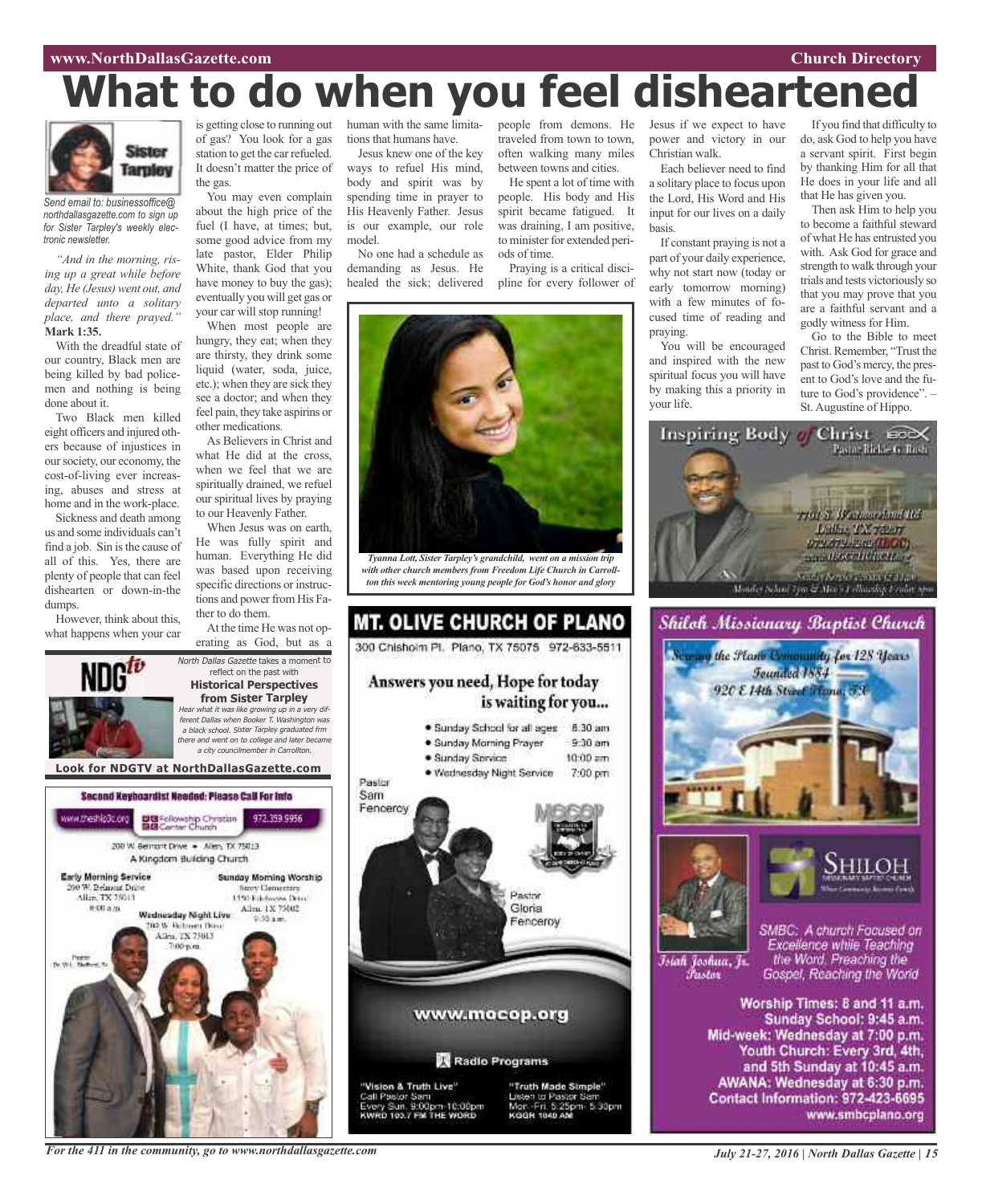# What to do when you feel disheartened

Sister Tarpley

*Send email to: businessoffice@northdallasgazette.com to sign up for Sister Tarpley's weekly electronic newsletter.*

*"And in the morning, rising up a great while before day, He (Jesus) went out, and departed unto a solitary place, and there prayed."* **Mark 1:35.**

With the dreadful state of our country, Black men are being killed by bad policemen and nothing is being done about it.

Two Black men killed eight officers and injured others because of injustices in our society, our economy, the cost-of-living ever increasing, abuses and stress at home and in the work-place.

Sickness and death among us and some individuals can't find a job. Sin is the cause of all of this. Yes, there are plenty of people that can feel dishearten or down-in-the dumps.

However, think about this, what happens when your car is getting close to running out of gas? You look for a gas station to get the car refueled. It doesn't matter the price of the gas.

You may even complain about the high price of the fuel (I have, at times; but, some good advice from my late pastor, Elder Philip White, thank God that you have money to buy the gas); eventually you will get gas or your car will stop running!

When most people are hungry, they eat; when they are thirsty, they drink some liquid (water, soda, juice, etc.); when they are sick they see a doctor; and when they feel pain, they take aspirins or other medications.

As Believers in Christ and what He did at the cross, when we feel that we are spiritually drained, we refuel our spiritual lives by praying to our Heavenly Father.

When Jesus was on earth, He was fully spirit and human. Everything He did was based upon receiving specific directions or instructions and power from His Father to do them.

At the time He was not operating as God, but as a human with the same limitations that humans have.

Jesus knew one of the key ways to refuel His mind, body and spirit was by spending time in prayer to His Heavenly Father. Jesus is our example, our role model.

No one had a schedule as demanding as Jesus. He healed the sick; delivered people from demons. He traveled from town to town, often walking many miles between towns and cities.

He spent a lot of time with people. His body and His spirit became fatigued. It was draining, I am positive, to minister for extended periods of time.

Praying is a critical discipline for every follower of Jesus if we expect to have power and victory in our Christian walk.

Each believer need to find a solitary place to focus upon the Lord, His Word and His input for our lives on a daily basis.

If constant praying is not a part of your daily experience, why not start now (today or early tomorrow morning) with a few minutes of focused time of reading and praying.

You will be encouraged and inspired with the new spiritual focus you will have by making this a priority in your life.

If you find that difficulty to do, ask God to help you have a servant spirit. First begin by thanking Him for all that He does in your life and all that He has given you.

Then ask Him to help you to become a faithful steward of what He has entrusted you with. Ask God for grace and strength to walk through your trials and tests victoriously so that you may prove that you are a faithful servant and a godly witness for Him.

Go to the Bible to meet Christ. Remember, "Trust the past to God's mercy, the present to God's love and the future to God's providence". – St. Augustine of Hippo.

*Tyanna Lott, Sister Tarpley's grandchild, went on a mission trip with other church members from Freedom Life Church in Carrollton this week mentoring young people for God's honor and glory*

---

**NDG*tv***

*North Dallas Gazette* takes a moment to reflect on the past with

**Historical Perspectives from Sister Tarpley**

*Hear what it was like growing up in a very different Dallas when Booker T. Washington was a black school. Sister Tarpley graduated frm there and went on to college and later became a city councilmember in Carrollton.*

**Look for NDGTV at NorthDallasGazette.com**

---

**Second Keyboardist Needed: Please Call For Info**

www.theship3c.org | Fellowship Christian Center Church | 972.359.9956

200 W. Belmont Drive • Allen, TX 75013

A Kingdom Building Church

**Early Morning Service**
200 W. Belmont Drive
Allen, TX 75013
8:00 a.m.

**Sunday Morning Worship**
Story Elementary
1550 Edelweiss Drive
Allen, TX 75002
9:30 a.m.

**Wednesday Night Live**
200 W. Belmont Drive
Allen, TX 75013
7:00 p.m.

Pastor Dr. W.L. Stafford, Sr.

---

## MT. OLIVE CHURCH OF PLANO

300 Chisholm Pl. Plano, TX 75075 972-633-5511

**Answers you need, Hope for today is waiting for you...**

- Sunday School for all ages 8:30 am
- Sunday Morning Prayer 9:30 am
- Sunday Service 10:00 am
- Wednesday Night Service 7:00 pm

Pastor Sam Fenceroy

Pastor Gloria Fenceroy

www.mocop.org

**Radio Programs**

"Vision & Truth Live"
Call Pastor Sam
Every Sun. 9:00pm-10:00pm
KWRD 100.7 FM THE WORD

"Truth Made Simple"
Listen to Pastor Sam
Mon.-Fri. 5:25pm-5:30pm
KGGR 1040 AM

---

## Inspiring Body of Christ

Pastor Rickie G. Rush

7701 S. Westmoreland Rd.
Dallas, TX 75237
972-372-4262 (IBOC)
www.IBOCCHURCH.org

Sunday Service Times: 8 & 11 a.m.
Monday School 7pm & Men's Fellowship Friday 7pm

---

## Shiloh Missionary Baptist Church

Serving the Plano Community for 128 Years
Founded 1884
920 E 14th Street Plano, TX

SHILOH Missionary Baptist Church

Isiah Joshua, Jr. Pastor

SMBC: A church Focused on Excellence while Teaching the Word, Preaching the Gospel, Reaching the World

Worship Times: 8 and 11 a.m.
Sunday School: 9:45 a.m.
Mid-week: Wednesday at 7:00 p.m.
Youth Church: Every 3rd, 4th, and 5th Sunday at 10:45 a.m.
AWANA: Wednesday at 6:30 p.m.
Contact Information: 972-423-6695
www.smbcplano.org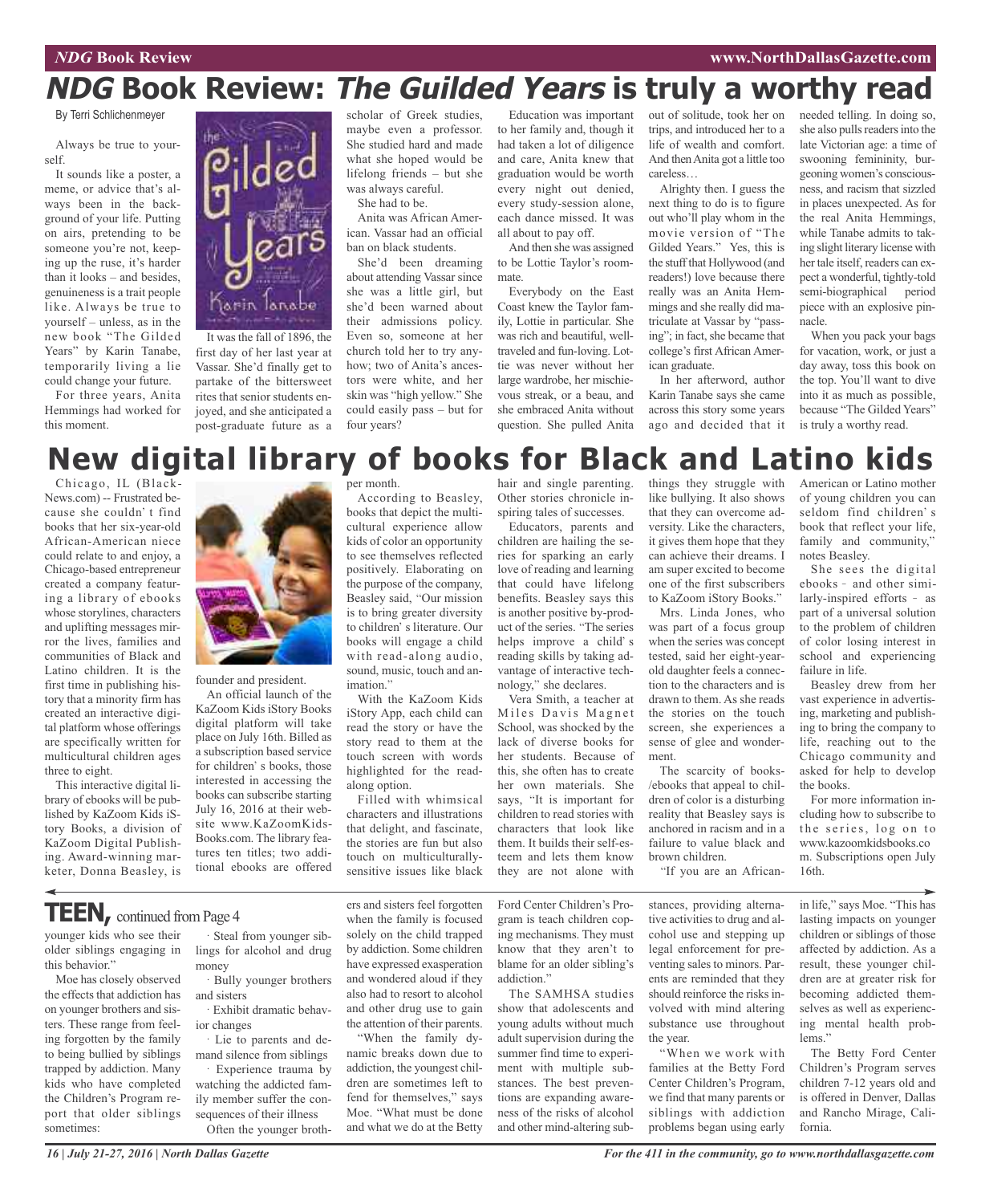# NDG Book Review: *The Guilded Years* is truly a worthy read

By Terri Schlichenmeyer

Always be true to yourself.

It sounds like a poster, a meme, or advice that's always been in the background of your life. Putting on airs, pretending to be someone you're not, keeping up the ruse, it's harder than it looks – and besides, genuineness is a trait people like. Always be true to yourself – unless, as in the new book "The Gilded Years" by Karin Tanabe, temporarily living a lie could change your future.

For three years, Anita Hemmings had worked for this moment.

It was the fall of 1896, the first day of her last year at Vassar. She'd finally get to partake of the bittersweet rites that senior students enjoyed, and she anticipated a post-graduate future as a scholar of Greek studies, maybe even a professor. She studied hard and made what she hoped would be lifelong friends – but she was always careful.

She had to be.

Anita was African American. Vassar had an official ban on black students.

She'd been dreaming about attending Vassar since she was a little girl, but she'd been warned about their admissions policy. Even so, someone at her church told her to try anyhow; two of Anita's ancestors were white, and her skin was "high yellow." She could easily pass – but for four years?

Education was important to her family and, though it had taken a lot of diligence and care, Anita knew that graduation would be worth every night out denied, every study-session alone, each dance missed. It was all about to pay off.

And then she was assigned to be Lottie Taylor's roommate.

Everybody on the East Coast knew the Taylor family, Lottie in particular. She was rich and beautiful, well-traveled and fun-loving. Lottie was never without her large wardrobe, her mischievous streak, or a beau, and she embraced Anita without question. She pulled Anita out of solitude, took her on trips, and introduced her to a life of wealth and comfort. And then Anita got a little too careless…

Alrighty then. I guess the next thing to do is to figure out who'll play whom in the movie version of "The Gilded Years." Yes, this is the stuff that Hollywood (and readers!) love because there really was an Anita Hemmings and she really did matriculate at Vassar by "passing"; in fact, she became that college's first African American graduate.

In her afterword, author Karin Tanabe says she came across this story some years ago and decided that it needed telling. In doing so, she also pulls readers into the late Victorian age: a time of swooning femininity, burgeoning women's consciousness, and racism that sizzled in places unexpected. As for the real Anita Hemmings, while Tanabe admits to taking slight literary license with her tale itself, readers can expect a wonderful, tightly-told semi-biographical period piece with an explosive pinnacle.

When you pack your bags for vacation, work, or just a day away, toss this book on the top. You'll want to dive into it as much as possible, because "The Gilded Years" is truly a worthy read.

# New digital library of books for Black and Latino kids

Chicago, IL (BlackNews.com) -- Frustrated because she couldn't find books that her six-year-old African-American niece could relate to and enjoy, a Chicago-based entrepreneur created a company featuring a library of ebooks whose storylines, characters and uplifting messages mirror the lives, families and communities of Black and Latino children. It is the first time in publishing history that a minority firm has created an interactive digital platform whose offerings are specifically written for multicultural children ages three to eight.

This interactive digital library of ebooks will be published by KaZoom Kids iStory Books, a division of KaZoom Digital Publishing. Award-winning marketer, Donna Beasley, is founder and president.

An official launch of the KaZoom Kids iStory Books digital platform will take place on July 16th. Billed as a subscription based service for children's books, those interested in accessing the books can subscribe starting July 16, 2016 at their website www.KaZoomKidsBooks.com. The library features ten titles; two additional ebooks are offered per month.

According to Beasley, books that depict the multicultural experience allow kids of color an opportunity to see themselves reflected positively. Elaborating on the purpose of the company, Beasley said, "Our mission is to bring greater diversity to children's literature. Our books will engage a child with read-along audio, sound, music, touch and animation."

With the KaZoom Kids iStory App, each child can read the story or have the story read to them at the touch screen with words highlighted for the read-along option.

Filled with whimsical characters and illustrations that delight, and fascinate, the stories are fun but also touch on multiculturally-sensitive issues like black hair and single parenting. Other stories chronicle inspiring tales of successes.

Educators, parents and children are hailing the series for sparking an early love of reading and learning that could have lifelong benefits. Beasley says this is another positive by-product of the series. "The series helps improve a child's reading skills by taking advantage of interactive technology," she declares.

Vera Smith, a teacher at Miles Davis Magnet School, was shocked by the lack of diverse books for her students. Because of this, she often has to create her own materials. She says, "It is important for children to read stories with characters that look like them. It builds their self-esteem and lets them know they are not alone with things they struggle with like bullying. It also shows that they can overcome adversity. Like the characters, it gives them hope that they can achieve their dreams. I am super excited to become one of the first subscribers to KaZoom iStory Books."

Mrs. Linda Jones, who was part of a focus group when the series was concept tested, said her eight-year-old daughter feels a connection to the characters and is drawn to them. As she reads the stories on the touch screen, she experiences a sense of glee and wonderment.

The scarcity of books-/ebooks that appeal to children of color is a disturbing reality that Beasley says is anchored in racism and in a failure to value black and brown children.

"If you are an African-American or Latino mother of young children you can seldom find children's book that reflect your life, family and community," notes Beasley.

She sees the digital ebooks - and other similarly-inspired efforts - as part of a universal solution to the problem of children of color losing interest in school and experiencing failure in life.

Beasley drew from her vast experience in advertising, marketing and publishing to bring the company to life, reaching out to the Chicago community and asked for help to develop the books.

For more information including how to subscribe to the series, log on to www.kazoomkidsbooks.com. Subscriptions open July 16th.

## TEEN, continued from Page 4

younger kids who see their older siblings engaging in this behavior."

Moe has closely observed the effects that addiction has on younger brothers and sisters. These range from feeling forgotten by the family to being bullied by siblings trapped by addiction. Many kids who have completed the Children's Program report that older siblings sometimes:

- Steal from younger siblings for alcohol and drug money
- Bully younger brothers and sisters
- Exhibit dramatic behavior changes
- Lie to parents and demand silence from siblings
- Experience trauma by watching the addicted family member suffer the consequences of their illness

Often the younger brothers and sisters feel forgotten when the family is focused solely on the child trapped by addiction. Some children have expressed exasperation and wondered aloud if they also had to resort to alcohol and other drug use to gain the attention of their parents.

"When the family dynamic breaks down due to addiction, the youngest children are sometimes left to fend for themselves," says Moe. "What must be done and what we do at the Betty Ford Center Children's Program is teach children coping mechanisms. They must know that they aren't to blame for an older sibling's addiction."

The SAMHSA studies show that adolescents and young adults without much adult supervision during the summer find time to experiment with multiple substances. The best preventions are expanding awareness of the risks of alcohol and other mind-altering substances, providing alternative activities to drug and alcohol use and stepping up legal enforcement for preventing sales to minors. Parents are reminded that they should reinforce the risks involved with mind altering substance use throughout the year.

"When we work with families at the Betty Ford Center Children's Program, we find that many parents or siblings with addiction problems began using early in life," says Moe. "This has lasting impacts on younger children or siblings of those affected by addiction. As a result, these younger children are at greater risk for becoming addicted themselves as well as experiencing mental health problems."

The Betty Ford Center Children's Program serves children 7-12 years old and is offered in Denver, Dallas and Rancho Mirage, California.